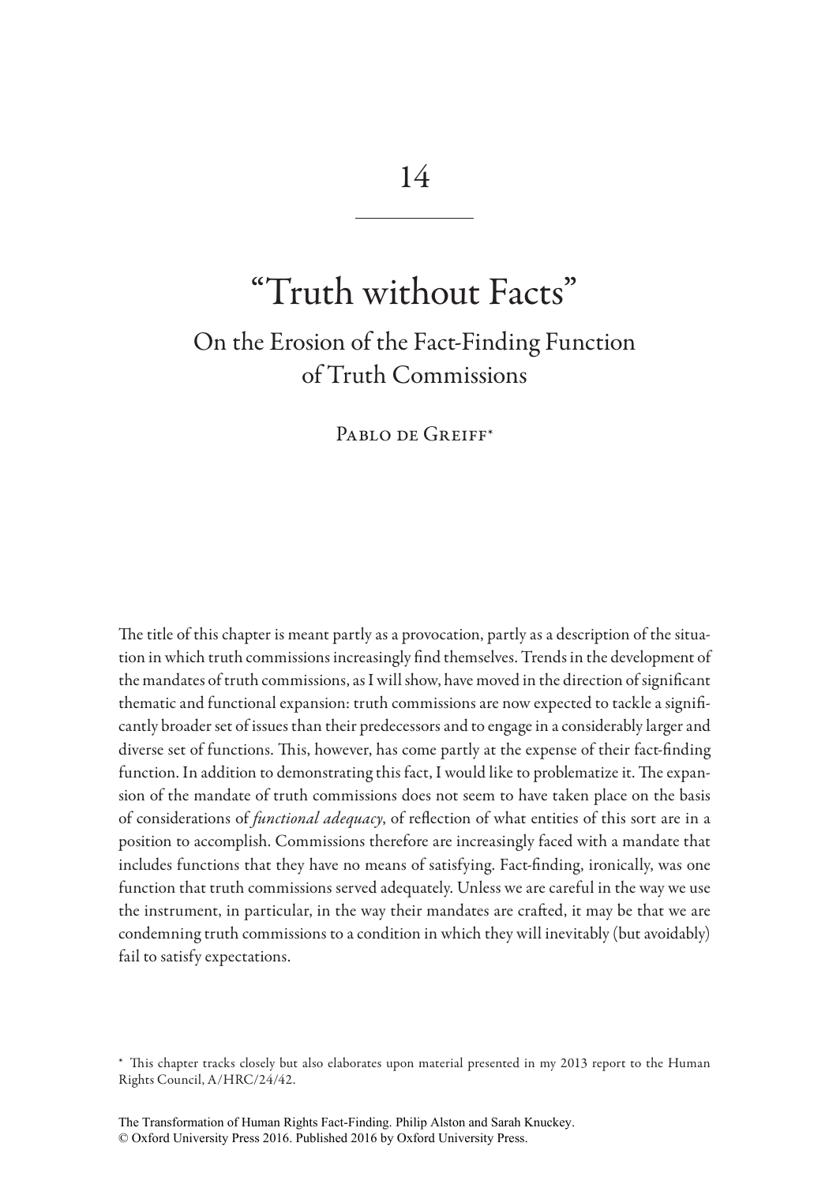# 14

# "Truth without Facts"

## On the Erosion of the Fact-Finding Function of Truth Commissions

Pablo de Greiff*

The title of this chapter is meant partly as a provocation, partly as a description of the situation in which truth commissions increasingly find themselves. Trends in the development of the mandates of truth commissions, as I will show, have moved in the direction of significant thematic and functional expansion: truth commissions are now expected to tackle a significantly broader set of issues than their predecessors and to engage in a considerably larger and diverse set of functions. This, however, has come partly at the expense of their fact-finding function. In addition to demonstrating this fact, I would like to problematize it. The expansion of the mandate of truth commissions does not seem to have taken place on the basis of considerations of *functional adequacy*, of reflection of what entities of this sort are in a position to accomplish. Commissions therefore are increasingly faced with a mandate that includes functions that they have no means of satisfying. Fact-finding, ironically, was one function that truth commissions served adequately. Unless we are careful in the way we use the instrument, in particular, in the way their mandates are crafted, it may be that we are condemning truth commissions to a condition in which they will inevitably (but avoidably) fail to satisfy expectations.

* This chapter tracks closely but also elaborates upon material presented in my 2013 report to the Human Rights Council, A/HRC/24/42.

The Transformation of Human Rights Fact-Finding. Philip Alston and Sarah Knuckey.
© Oxford University Press 2016. Published 2016 by Oxford University Press.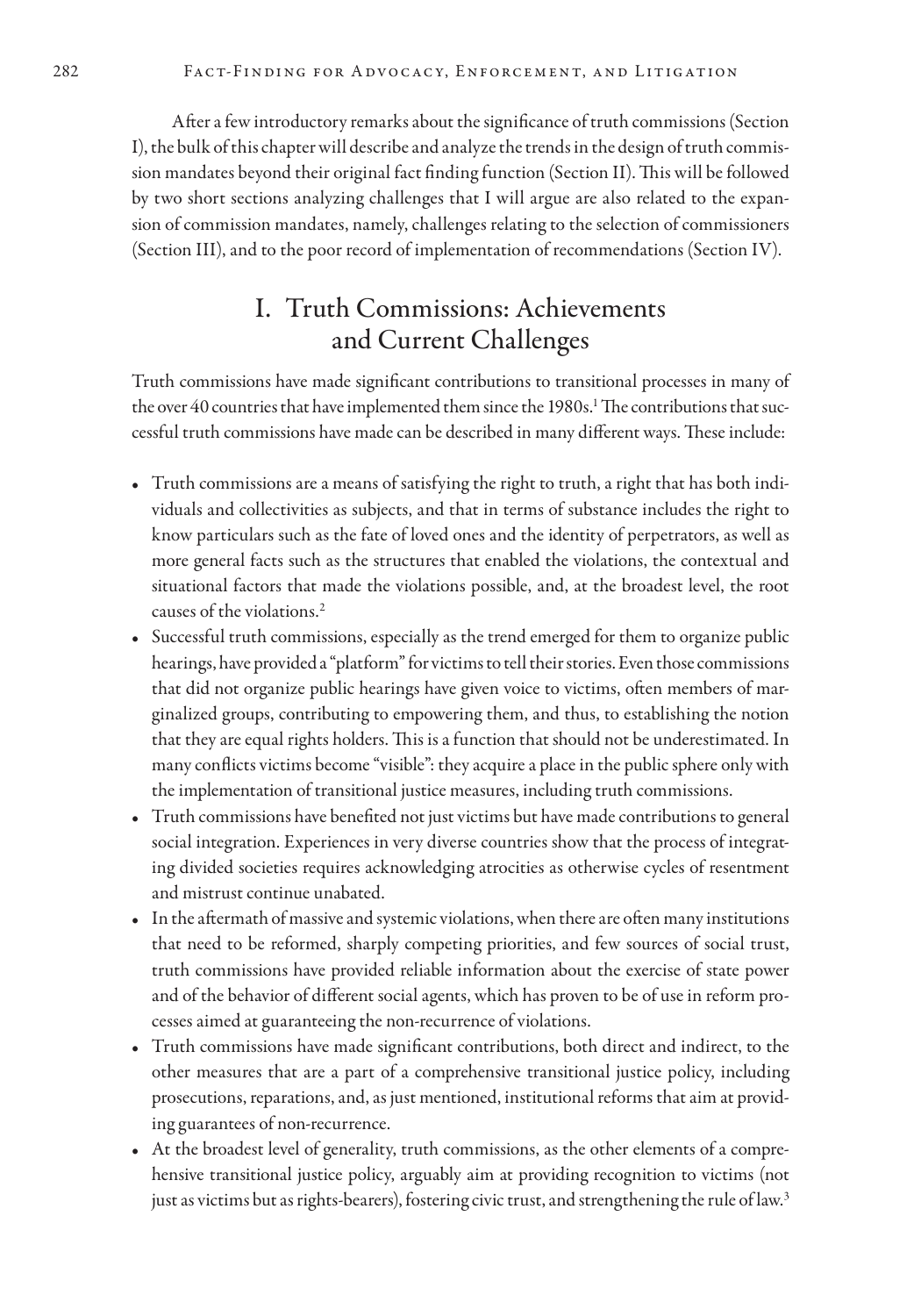After a few introductory remarks about the significance of truth commissions (Section I), the bulk of this chapter will describe and analyze the trends in the design of truth commission mandates beyond their original fact finding function (Section II). This will be followed by two short sections analyzing challenges that I will argue are also related to the expansion of commission mandates, namely, challenges relating to the selection of commissioners (Section III), and to the poor record of implementation of recommendations (Section IV).

## I. Truth Commissions: Achievements and Current Challenges

Truth commissions have made significant contributions to transitional processes in many of the over 40 countries that have implemented them since the 1980s.[1] The contributions that successful truth commissions have made can be described in many different ways. These include:

- Truth commissions are a means of satisfying the right to truth, a right that has both individuals and collectivities as subjects, and that in terms of substance includes the right to know particulars such as the fate of loved ones and the identity of perpetrators, as well as more general facts such as the structures that enabled the violations, the contextual and situational factors that made the violations possible, and, at the broadest level, the root causes of the violations.[2]
- Successful truth commissions, especially as the trend emerged for them to organize public hearings, have provided a "platform" for victims to tell their stories. Even those commissions that did not organize public hearings have given voice to victims, often members of marginalized groups, contributing to empowering them, and thus, to establishing the notion that they are equal rights holders. This is a function that should not be underestimated. In many conflicts victims become "visible": they acquire a place in the public sphere only with the implementation of transitional justice measures, including truth commissions.
- Truth commissions have benefited not just victims but have made contributions to general social integration. Experiences in very diverse countries show that the process of integrating divided societies requires acknowledging atrocities as otherwise cycles of resentment and mistrust continue unabated.
- In the aftermath of massive and systemic violations, when there are often many institutions that need to be reformed, sharply competing priorities, and few sources of social trust, truth commissions have provided reliable information about the exercise of state power and of the behavior of different social agents, which has proven to be of use in reform processes aimed at guaranteeing the non-recurrence of violations.
- Truth commissions have made significant contributions, both direct and indirect, to the other measures that are a part of a comprehensive transitional justice policy, including prosecutions, reparations, and, as just mentioned, institutional reforms that aim at providing guarantees of non-recurrence.
- At the broadest level of generality, truth commissions, as the other elements of a comprehensive transitional justice policy, arguably aim at providing recognition to victims (not just as victims but as rights-bearers), fostering civic trust, and strengthening the rule of law.[3]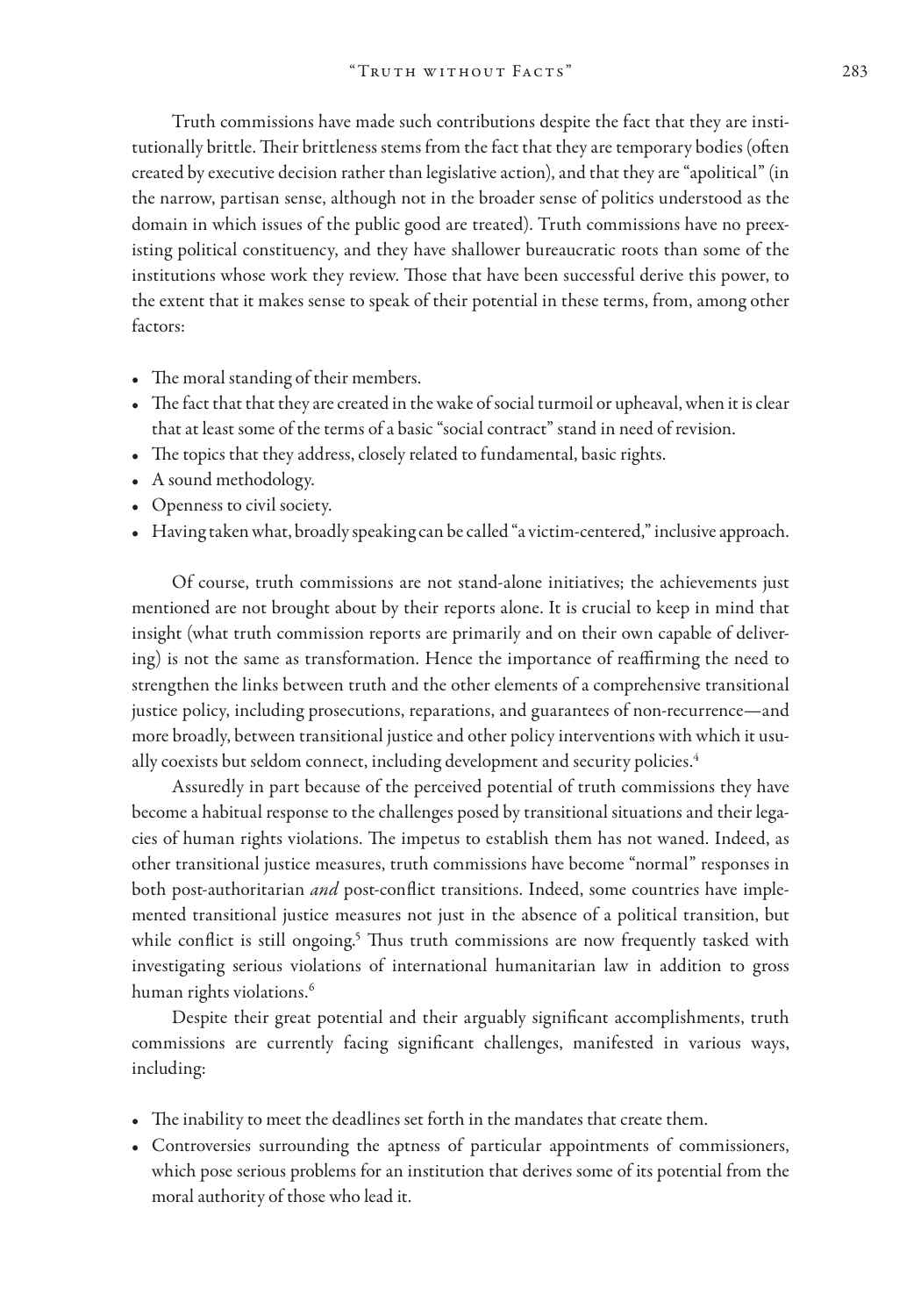Truth commissions have made such contributions despite the fact that they are institutionally brittle. Their brittleness stems from the fact that they are temporary bodies (often created by executive decision rather than legislative action), and that they are "apolitical" (in the narrow, partisan sense, although not in the broader sense of politics understood as the domain in which issues of the public good are treated). Truth commissions have no preexisting political constituency, and they have shallower bureaucratic roots than some of the institutions whose work they review. Those that have been successful derive this power, to the extent that it makes sense to speak of their potential in these terms, from, among other factors:

- The moral standing of their members.
- The fact that that they are created in the wake of social turmoil or upheaval, when it is clear that at least some of the terms of a basic "social contract" stand in need of revision.
- The topics that they address, closely related to fundamental, basic rights.
- A sound methodology.
- Openness to civil society.
- Having taken what, broadly speaking can be called "a victim-centered," inclusive approach.

Of course, truth commissions are not stand-alone initiatives; the achievements just mentioned are not brought about by their reports alone. It is crucial to keep in mind that insight (what truth commission reports are primarily and on their own capable of delivering) is not the same as transformation. Hence the importance of reaffirming the need to strengthen the links between truth and the other elements of a comprehensive transitional justice policy, including prosecutions, reparations, and guarantees of non-recurrence—and more broadly, between transitional justice and other policy interventions with which it usually coexists but seldom connect, including development and security policies.[4]

Assuredly in part because of the perceived potential of truth commissions they have become a habitual response to the challenges posed by transitional situations and their legacies of human rights violations. The impetus to establish them has not waned. Indeed, as other transitional justice measures, truth commissions have become "normal" responses in both post-authoritarian *and* post-conflict transitions. Indeed, some countries have implemented transitional justice measures not just in the absence of a political transition, but while conflict is still ongoing.[5] Thus truth commissions are now frequently tasked with investigating serious violations of international humanitarian law in addition to gross human rights violations.[6]

Despite their great potential and their arguably significant accomplishments, truth commissions are currently facing significant challenges, manifested in various ways, including:

- The inability to meet the deadlines set forth in the mandates that create them.
- Controversies surrounding the aptness of particular appointments of commissioners, which pose serious problems for an institution that derives some of its potential from the moral authority of those who lead it.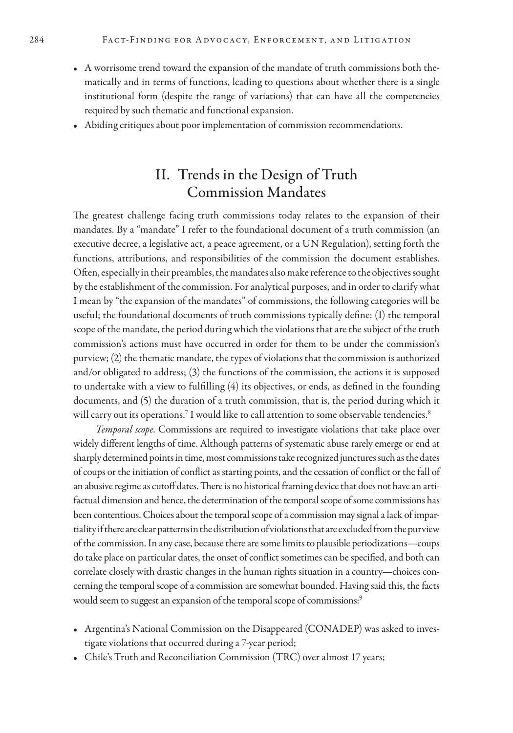- A worrisome trend toward the expansion of the mandate of truth commissions both thematically and in terms of functions, leading to questions about whether there is a single institutional form (despite the range of variations) that can have all the competencies required by such thematic and functional expansion.
- Abiding critiques about poor implementation of commission recommendations.

## II. Trends in the Design of Truth Commission Mandates

The greatest challenge facing truth commissions today relates to the expansion of their mandates. By a "mandate" I refer to the foundational document of a truth commission (an executive decree, a legislative act, a peace agreement, or a UN Regulation), setting forth the functions, attributions, and responsibilities of the commission the document establishes. Often, especially in their preambles, the mandates also make reference to the objectives sought by the establishment of the commission. For analytical purposes, and in order to clarify what I mean by "the expansion of the mandates" of commissions, the following categories will be useful; the foundational documents of truth commissions typically define: (1) the temporal scope of the mandate, the period during which the violations that are the subject of the truth commission's actions must have occurred in order for them to be under the commission's purview; (2) the thematic mandate, the types of violations that the commission is authorized and/or obligated to address; (3) the functions of the commission, the actions it is supposed to undertake with a view to fulfilling (4) its objectives, or ends, as defined in the founding documents, and (5) the duration of a truth commission, that is, the period during which it will carry out its operations.[7] I would like to call attention to some observable tendencies.[8]

*Temporal scope*. Commissions are required to investigate violations that take place over widely different lengths of time. Although patterns of systematic abuse rarely emerge or end at sharply determined points in time, most commissions take recognized junctures such as the dates of coups or the initiation of conflict as starting points, and the cessation of conflict or the fall of an abusive regime as cutoff dates. There is no historical framing device that does not have an artifactual dimension and hence, the determination of the temporal scope of some commissions has been contentious. Choices about the temporal scope of a commission may signal a lack of impartiality if there are clear patterns in the distribution of violations that are excluded from the purview of the commission. In any case, because there are some limits to plausible periodizations—coups do take place on particular dates, the onset of conflict sometimes can be specified, and both can correlate closely with drastic changes in the human rights situation in a country—choices concerning the temporal scope of a commission are somewhat bounded. Having said this, the facts would seem to suggest an expansion of the temporal scope of commissions:[9]

- Argentina's National Commission on the Disappeared (CONADEP) was asked to investigate violations that occurred during a 7-year period;
- Chile's Truth and Reconciliation Commission (TRC) over almost 17 years;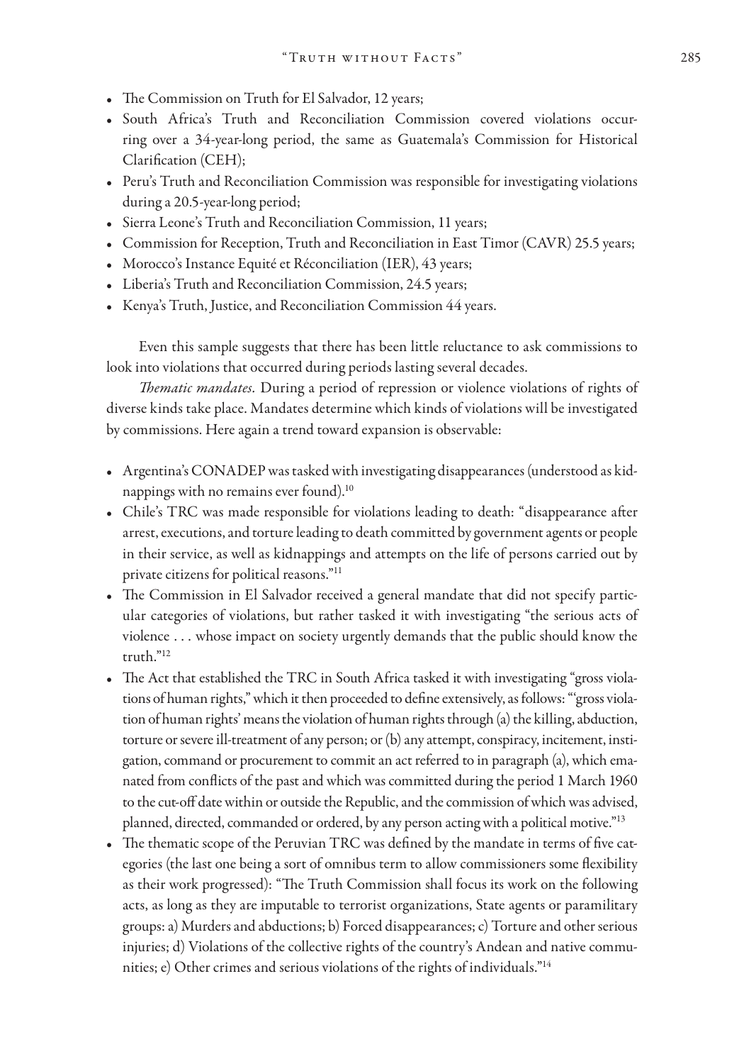- The Commission on Truth for El Salvador, 12 years;
- South Africa's Truth and Reconciliation Commission covered violations occurring over a 34-year-long period, the same as Guatemala's Commission for Historical Clarification (CEH);
- Peru's Truth and Reconciliation Commission was responsible for investigating violations during a 20.5-year-long period;
- Sierra Leone's Truth and Reconciliation Commission, 11 years;
- Commission for Reception, Truth and Reconciliation in East Timor (CAVR) 25.5 years;
- Morocco's Instance Equité et Réconciliation (IER), 43 years;
- Liberia's Truth and Reconciliation Commission, 24.5 years;
- Kenya's Truth, Justice, and Reconciliation Commission 44 years.

Even this sample suggests that there has been little reluctance to ask commissions to look into violations that occurred during periods lasting several decades.

*Thematic mandates*. During a period of repression or violence violations of rights of diverse kinds take place. Mandates determine which kinds of violations will be investigated by commissions. Here again a trend toward expansion is observable:

- Argentina's CONADEP was tasked with investigating disappearances (understood as kidnappings with no remains ever found).[10]
- Chile's TRC was made responsible for violations leading to death: "disappearance after arrest, executions, and torture leading to death committed by government agents or people in their service, as well as kidnappings and attempts on the life of persons carried out by private citizens for political reasons."[11]
- The Commission in El Salvador received a general mandate that did not specify particular categories of violations, but rather tasked it with investigating "the serious acts of violence . . . whose impact on society urgently demands that the public should know the truth."[12]
- The Act that established the TRC in South Africa tasked it with investigating "gross violations of human rights," which it then proceeded to define extensively, as follows: "'gross violation of human rights' means the violation of human rights through (a) the killing, abduction, torture or severe ill-treatment of any person; or (b) any attempt, conspiracy, incitement, instigation, command or procurement to commit an act referred to in paragraph (a), which emanated from conflicts of the past and which was committed during the period 1 March 1960 to the cut-off date within or outside the Republic, and the commission of which was advised, planned, directed, commanded or ordered, by any person acting with a political motive."[13]
- The thematic scope of the Peruvian TRC was defined by the mandate in terms of five categories (the last one being a sort of omnibus term to allow commissioners some flexibility as their work progressed): "The Truth Commission shall focus its work on the following acts, as long as they are imputable to terrorist organizations, State agents or paramilitary groups: a) Murders and abductions; b) Forced disappearances; c) Torture and other serious injuries; d) Violations of the collective rights of the country's Andean and native communities; e) Other crimes and serious violations of the rights of individuals."[14]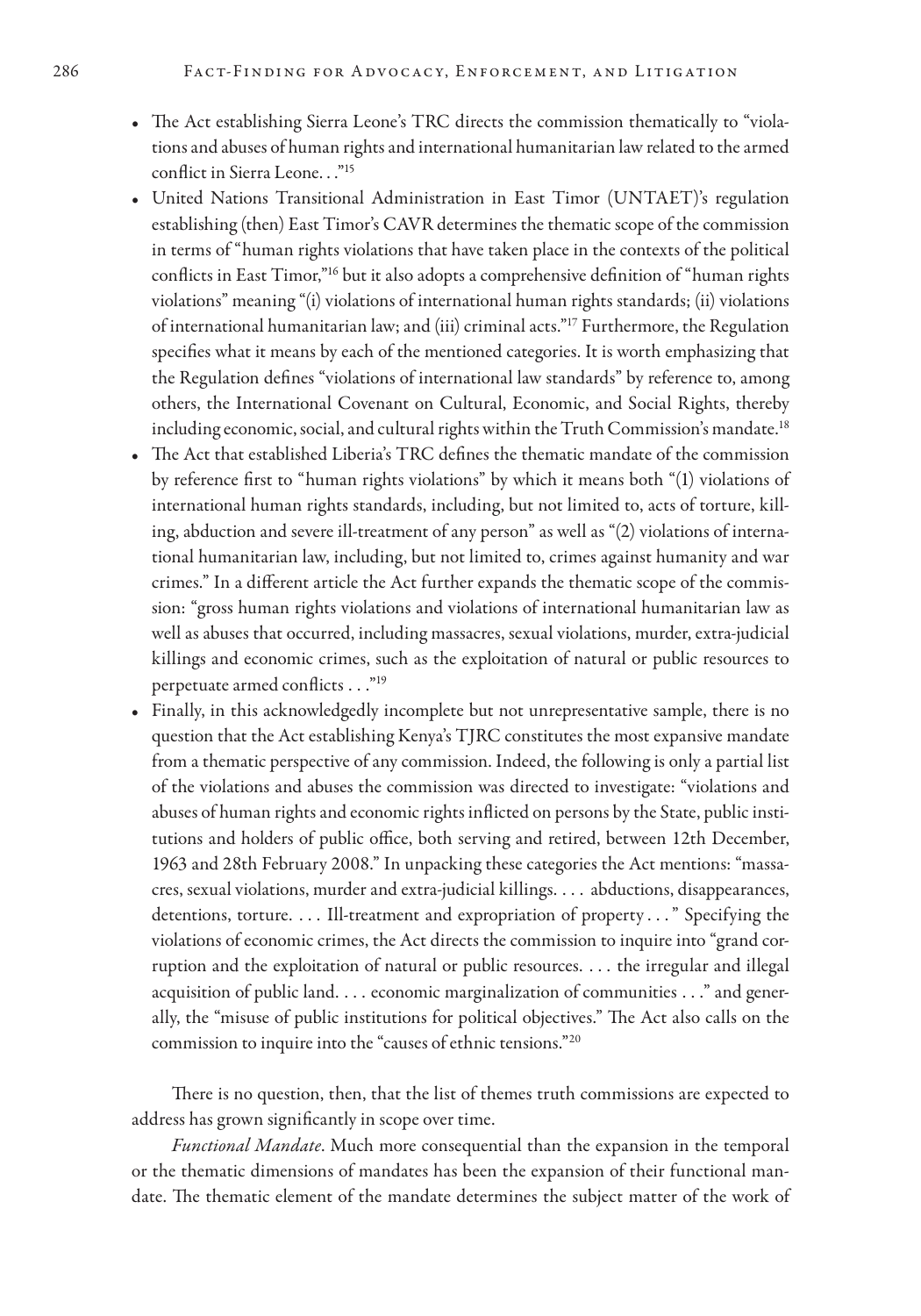- The Act establishing Sierra Leone's TRC directs the commission thematically to "violations and abuses of human rights and international humanitarian law related to the armed conflict in Sierra Leone. . ."[15]
- United Nations Transitional Administration in East Timor (UNTAET)'s regulation establishing (then) East Timor's CAVR determines the thematic scope of the commission in terms of "human rights violations that have taken place in the contexts of the political conflicts in East Timor,"[16] but it also adopts a comprehensive definition of "human rights violations" meaning "(i) violations of international human rights standards; (ii) violations of international humanitarian law; and (iii) criminal acts."[17] Furthermore, the Regulation specifies what it means by each of the mentioned categories. It is worth emphasizing that the Regulation defines "violations of international law standards" by reference to, among others, the International Covenant on Cultural, Economic, and Social Rights, thereby including economic, social, and cultural rights within the Truth Commission's mandate.[18]
- The Act that established Liberia's TRC defines the thematic mandate of the commission by reference first to "human rights violations" by which it means both "(1) violations of international human rights standards, including, but not limited to, acts of torture, killing, abduction and severe ill-treatment of any person" as well as "(2) violations of international humanitarian law, including, but not limited to, crimes against humanity and war crimes." In a different article the Act further expands the thematic scope of the commission: "gross human rights violations and violations of international humanitarian law as well as abuses that occurred, including massacres, sexual violations, murder, extra-judicial killings and economic crimes, such as the exploitation of natural or public resources to perpetuate armed conflicts . . ."[19]
- Finally, in this acknowledgedly incomplete but not unrepresentative sample, there is no question that the Act establishing Kenya's TJRC constitutes the most expansive mandate from a thematic perspective of any commission. Indeed, the following is only a partial list of the violations and abuses the commission was directed to investigate: "violations and abuses of human rights and economic rights inflicted on persons by the State, public institutions and holders of public office, both serving and retired, between 12th December, 1963 and 28th February 2008." In unpacking these categories the Act mentions: "massacres, sexual violations, murder and extra-judicial killings. . . . abductions, disappearances, detentions, torture. . . . Ill-treatment and expropriation of property . . ." Specifying the violations of economic crimes, the Act directs the commission to inquire into "grand corruption and the exploitation of natural or public resources. . . . the irregular and illegal acquisition of public land. . . . economic marginalization of communities . . ." and generally, the "misuse of public institutions for political objectives." The Act also calls on the commission to inquire into the "causes of ethnic tensions."[20]

There is no question, then, that the list of themes truth commissions are expected to address has grown significantly in scope over time.

*Functional Mandate*. Much more consequential than the expansion in the temporal or the thematic dimensions of mandates has been the expansion of their functional mandate. The thematic element of the mandate determines the subject matter of the work of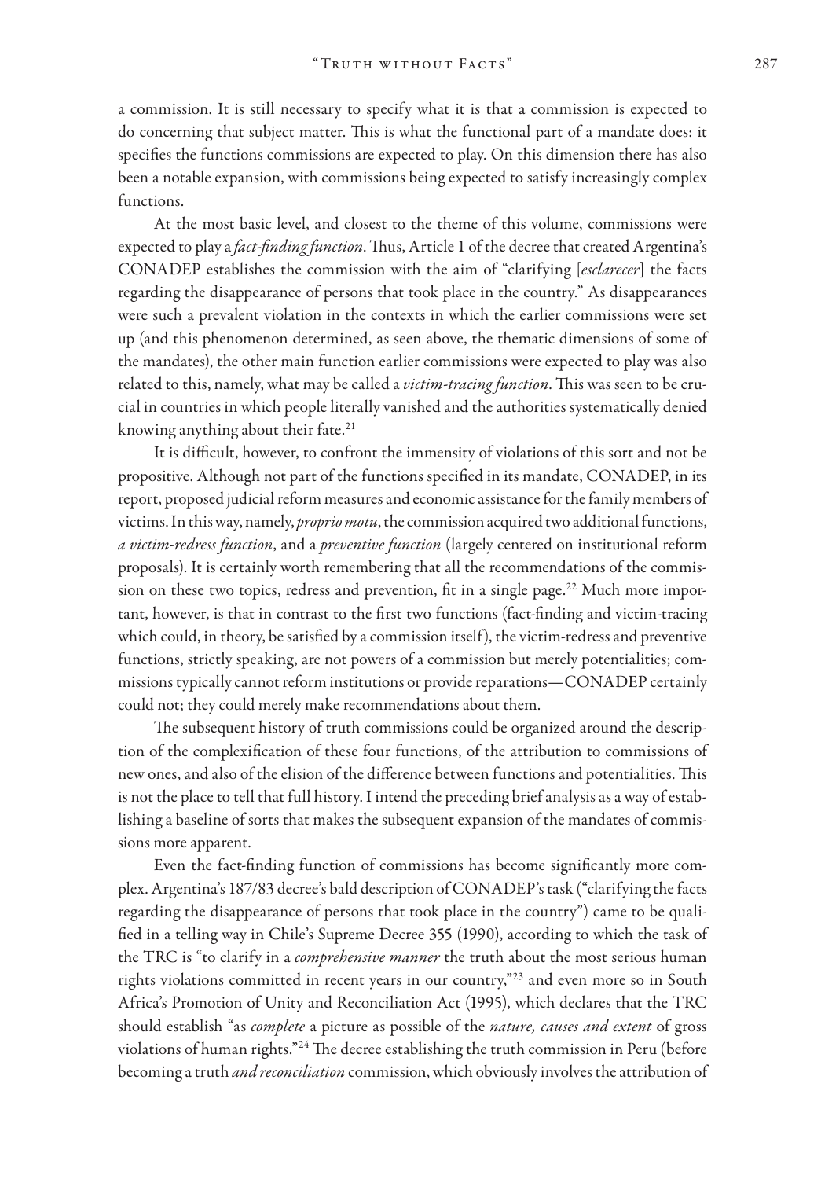a commission. It is still necessary to specify what it is that a commission is expected to do concerning that subject matter. This is what the functional part of a mandate does: it specifies the functions commissions are expected to play. On this dimension there has also been a notable expansion, with commissions being expected to satisfy increasingly complex functions.

At the most basic level, and closest to the theme of this volume, commissions were expected to play a *fact-finding function*. Thus, Article 1 of the decree that created Argentina's CONADEP establishes the commission with the aim of "clarifying [*esclarecer*] the facts regarding the disappearance of persons that took place in the country." As disappearances were such a prevalent violation in the contexts in which the earlier commissions were set up (and this phenomenon determined, as seen above, the thematic dimensions of some of the mandates), the other main function earlier commissions were expected to play was also related to this, namely, what may be called a *victim-tracing function*. This was seen to be crucial in countries in which people literally vanished and the authorities systematically denied knowing anything about their fate.[21]

It is difficult, however, to confront the immensity of violations of this sort and not be propositive. Although not part of the functions specified in its mandate, CONADEP, in its report, proposed judicial reform measures and economic assistance for the family members of victims. In this way, namely, *proprio motu*, the commission acquired two additional functions, *a victim-redress function*, and a *preventive function* (largely centered on institutional reform proposals). It is certainly worth remembering that all the recommendations of the commission on these two topics, redress and prevention, fit in a single page.[22] Much more important, however, is that in contrast to the first two functions (fact-finding and victim-tracing which could, in theory, be satisfied by a commission itself), the victim-redress and preventive functions, strictly speaking, are not powers of a commission but merely potentialities; commissions typically cannot reform institutions or provide reparations—CONADEP certainly could not; they could merely make recommendations about them.

The subsequent history of truth commissions could be organized around the description of the complexification of these four functions, of the attribution to commissions of new ones, and also of the elision of the difference between functions and potentialities. This is not the place to tell that full history. I intend the preceding brief analysis as a way of establishing a baseline of sorts that makes the subsequent expansion of the mandates of commissions more apparent.

Even the fact-finding function of commissions has become significantly more complex. Argentina's 187/83 decree's bald description of CONADEP's task ("clarifying the facts regarding the disappearance of persons that took place in the country") came to be qualified in a telling way in Chile's Supreme Decree 355 (1990), according to which the task of the TRC is "to clarify in a *comprehensive manner* the truth about the most serious human rights violations committed in recent years in our country,"[23] and even more so in South Africa's Promotion of Unity and Reconciliation Act (1995), which declares that the TRC should establish "as *complete* a picture as possible of the *nature, causes and extent* of gross violations of human rights."[24] The decree establishing the truth commission in Peru (before becoming a truth *and reconciliation* commission, which obviously involves the attribution of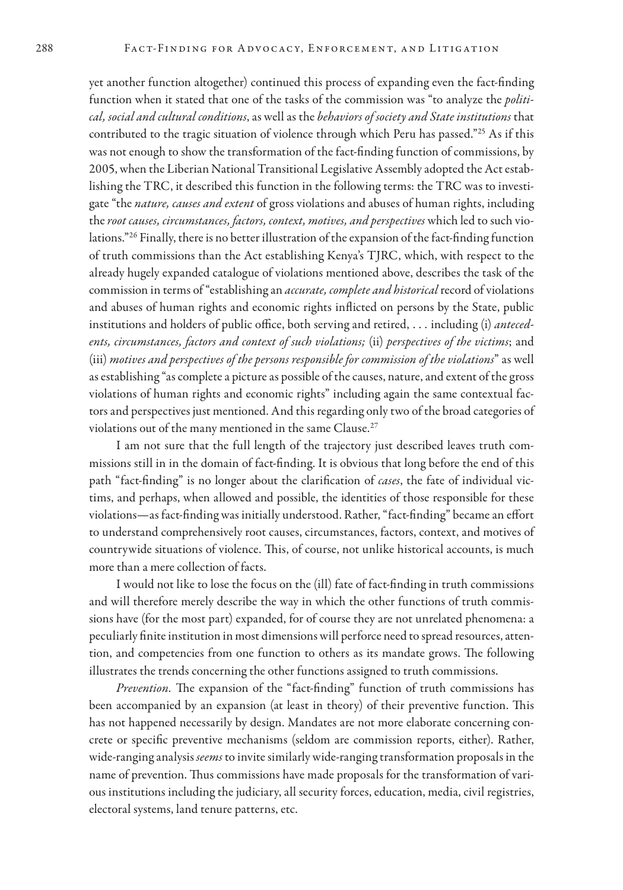yet another function altogether) continued this process of expanding even the fact-finding function when it stated that one of the tasks of the commission was "to analyze the *political, social and cultural conditions*, as well as the *behaviors of society and State institutions* that contributed to the tragic situation of violence through which Peru has passed."[25] As if this was not enough to show the transformation of the fact-finding function of commissions, by 2005, when the Liberian National Transitional Legislative Assembly adopted the Act establishing the TRC, it described this function in the following terms: the TRC was to investigate "the *nature, causes and extent* of gross violations and abuses of human rights, including the *root causes, circumstances, factors, context, motives, and perspectives* which led to such violations."[26] Finally, there is no better illustration of the expansion of the fact-finding function of truth commissions than the Act establishing Kenya's TJRC, which, with respect to the already hugely expanded catalogue of violations mentioned above, describes the task of the commission in terms of "establishing an *accurate, complete and historical* record of violations and abuses of human rights and economic rights inflicted on persons by the State, public institutions and holders of public office, both serving and retired, . . . including (i) *antecedents, circumstances, factors and context of such violations;* (ii) *perspectives of the victims*; and (iii) *motives and perspectives of the persons responsible for commission of the violations*" as well as establishing "as complete a picture as possible of the causes, nature, and extent of the gross violations of human rights and economic rights" including again the same contextual factors and perspectives just mentioned. And this regarding only two of the broad categories of violations out of the many mentioned in the same Clause.[27]

I am not sure that the full length of the trajectory just described leaves truth commissions still in in the domain of fact-finding. It is obvious that long before the end of this path "fact-finding" is no longer about the clarification of *cases*, the fate of individual victims, and perhaps, when allowed and possible, the identities of those responsible for these violations—as fact-finding was initially understood. Rather, "fact-finding" became an effort to understand comprehensively root causes, circumstances, factors, context, and motives of countrywide situations of violence. This, of course, not unlike historical accounts, is much more than a mere collection of facts.

I would not like to lose the focus on the (ill) fate of fact-finding in truth commissions and will therefore merely describe the way in which the other functions of truth commissions have (for the most part) expanded, for of course they are not unrelated phenomena: a peculiarly finite institution in most dimensions will perforce need to spread resources, attention, and competencies from one function to others as its mandate grows. The following illustrates the trends concerning the other functions assigned to truth commissions.

*Prevention.* The expansion of the "fact-finding" function of truth commissions has been accompanied by an expansion (at least in theory) of their preventive function. This has not happened necessarily by design. Mandates are not more elaborate concerning concrete or specific preventive mechanisms (seldom are commission reports, either). Rather, wide-ranging analysis *seems* to invite similarly wide-ranging transformation proposals in the name of prevention. Thus commissions have made proposals for the transformation of various institutions including the judiciary, all security forces, education, media, civil registries, electoral systems, land tenure patterns, etc.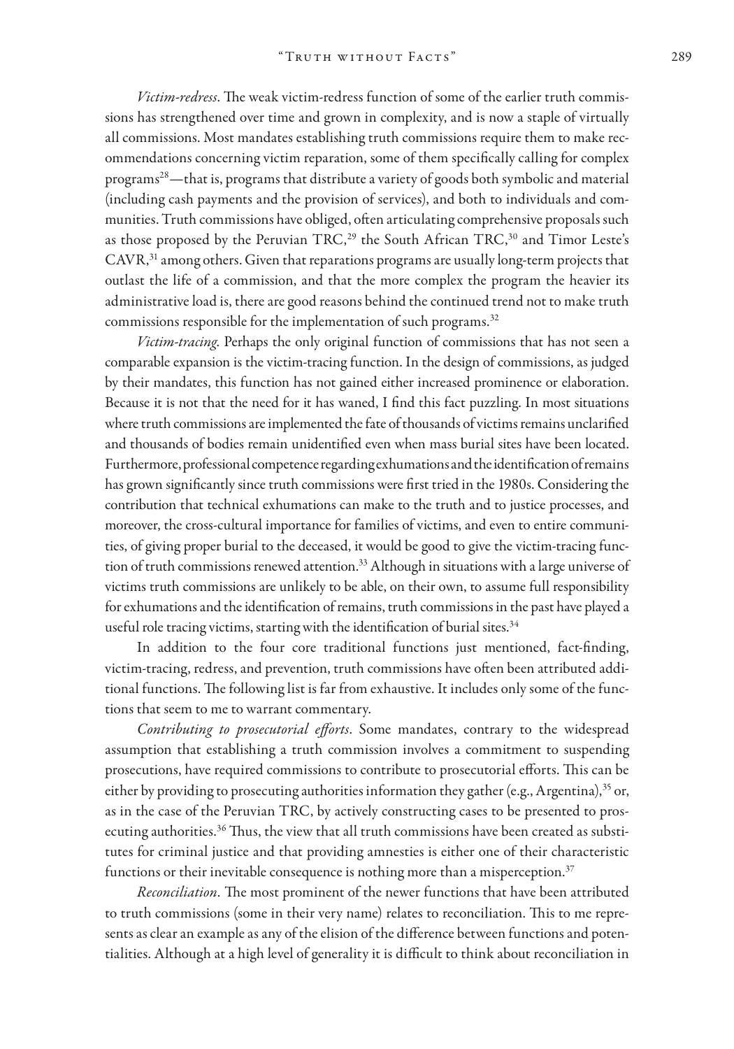*Victim-redress*. The weak victim-redress function of some of the earlier truth commissions has strengthened over time and grown in complexity, and is now a staple of virtually all commissions. Most mandates establishing truth commissions require them to make recommendations concerning victim reparation, some of them specifically calling for complex programs[28]—that is, programs that distribute a variety of goods both symbolic and material (including cash payments and the provision of services), and both to individuals and communities. Truth commissions have obliged, often articulating comprehensive proposals such as those proposed by the Peruvian TRC,[29] the South African TRC,[30] and Timor Leste's CAVR,[31] among others. Given that reparations programs are usually long-term projects that outlast the life of a commission, and that the more complex the program the heavier its administrative load is, there are good reasons behind the continued trend not to make truth commissions responsible for the implementation of such programs.[32]

*Victim-tracing*. Perhaps the only original function of commissions that has not seen a comparable expansion is the victim-tracing function. In the design of commissions, as judged by their mandates, this function has not gained either increased prominence or elaboration. Because it is not that the need for it has waned, I find this fact puzzling. In most situations where truth commissions are implemented the fate of thousands of victims remains unclarified and thousands of bodies remain unidentified even when mass burial sites have been located. Furthermore, professional competence regarding exhumations and the identification of remains has grown significantly since truth commissions were first tried in the 1980s. Considering the contribution that technical exhumations can make to the truth and to justice processes, and moreover, the cross-cultural importance for families of victims, and even to entire communities, of giving proper burial to the deceased, it would be good to give the victim-tracing function of truth commissions renewed attention.[33] Although in situations with a large universe of victims truth commissions are unlikely to be able, on their own, to assume full responsibility for exhumations and the identification of remains, truth commissions in the past have played a useful role tracing victims, starting with the identification of burial sites.[34]

In addition to the four core traditional functions just mentioned, fact-finding, victim-tracing, redress, and prevention, truth commissions have often been attributed additional functions. The following list is far from exhaustive. It includes only some of the functions that seem to me to warrant commentary.

*Contributing to prosecutorial efforts*. Some mandates, contrary to the widespread assumption that establishing a truth commission involves a commitment to suspending prosecutions, have required commissions to contribute to prosecutorial efforts. This can be either by providing to prosecuting authorities information they gather (e.g., Argentina),[35] or, as in the case of the Peruvian TRC, by actively constructing cases to be presented to prosecuting authorities.[36] Thus, the view that all truth commissions have been created as substitutes for criminal justice and that providing amnesties is either one of their characteristic functions or their inevitable consequence is nothing more than a misperception.[37]

*Reconciliation*. The most prominent of the newer functions that have been attributed to truth commissions (some in their very name) relates to reconciliation. This to me represents as clear an example as any of the elision of the difference between functions and potentialities. Although at a high level of generality it is difficult to think about reconciliation in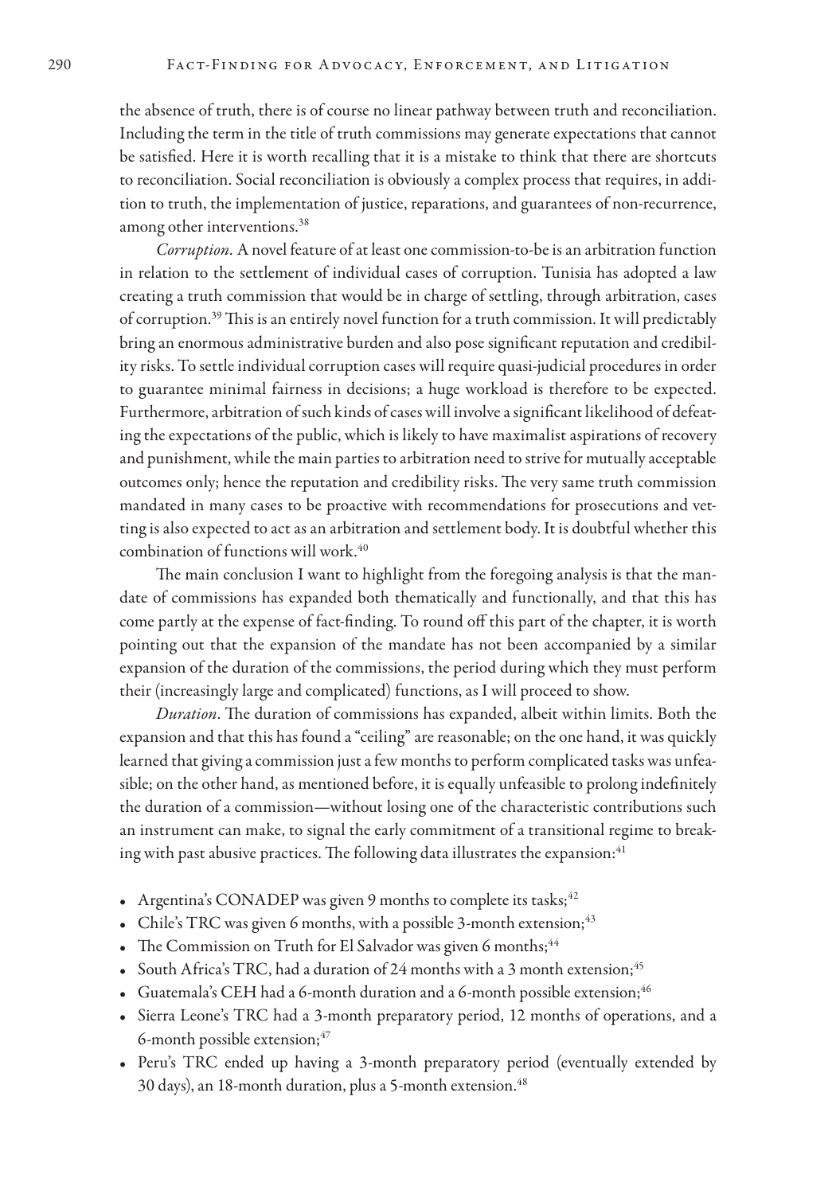the absence of truth, there is of course no linear pathway between truth and reconciliation. Including the term in the title of truth commissions may generate expectations that cannot be satisfied. Here it is worth recalling that it is a mistake to think that there are shortcuts to reconciliation. Social reconciliation is obviously a complex process that requires, in addition to truth, the implementation of justice, reparations, and guarantees of non-recurrence, among other interventions.[38]

*Corruption*. A novel feature of at least one commission-to-be is an arbitration function in relation to the settlement of individual cases of corruption. Tunisia has adopted a law creating a truth commission that would be in charge of settling, through arbitration, cases of corruption.[39] This is an entirely novel function for a truth commission. It will predictably bring an enormous administrative burden and also pose significant reputation and credibility risks. To settle individual corruption cases will require quasi-judicial procedures in order to guarantee minimal fairness in decisions; a huge workload is therefore to be expected. Furthermore, arbitration of such kinds of cases will involve a significant likelihood of defeating the expectations of the public, which is likely to have maximalist aspirations of recovery and punishment, while the main parties to arbitration need to strive for mutually acceptable outcomes only; hence the reputation and credibility risks. The very same truth commission mandated in many cases to be proactive with recommendations for prosecutions and vetting is also expected to act as an arbitration and settlement body. It is doubtful whether this combination of functions will work.[40]

The main conclusion I want to highlight from the foregoing analysis is that the mandate of commissions has expanded both thematically and functionally, and that this has come partly at the expense of fact-finding. To round off this part of the chapter, it is worth pointing out that the expansion of the mandate has not been accompanied by a similar expansion of the duration of the commissions, the period during which they must perform their (increasingly large and complicated) functions, as I will proceed to show.

*Duration*. The duration of commissions has expanded, albeit within limits. Both the expansion and that this has found a "ceiling" are reasonable; on the one hand, it was quickly learned that giving a commission just a few months to perform complicated tasks was unfeasible; on the other hand, as mentioned before, it is equally unfeasible to prolong indefinitely the duration of a commission—without losing one of the characteristic contributions such an instrument can make, to signal the early commitment of a transitional regime to breaking with past abusive practices. The following data illustrates the expansion:[41]

- Argentina's CONADEP was given 9 months to complete its tasks;[42]
- Chile's TRC was given 6 months, with a possible 3-month extension;[43]
- The Commission on Truth for El Salvador was given 6 months;[44]
- South Africa's TRC, had a duration of 24 months with a 3 month extension;[45]
- Guatemala's CEH had a 6-month duration and a 6-month possible extension;[46]
- Sierra Leone's TRC had a 3-month preparatory period, 12 months of operations, and a 6-month possible extension;[47]
- Peru's TRC ended up having a 3-month preparatory period (eventually extended by 30 days), an 18-month duration, plus a 5-month extension.[48]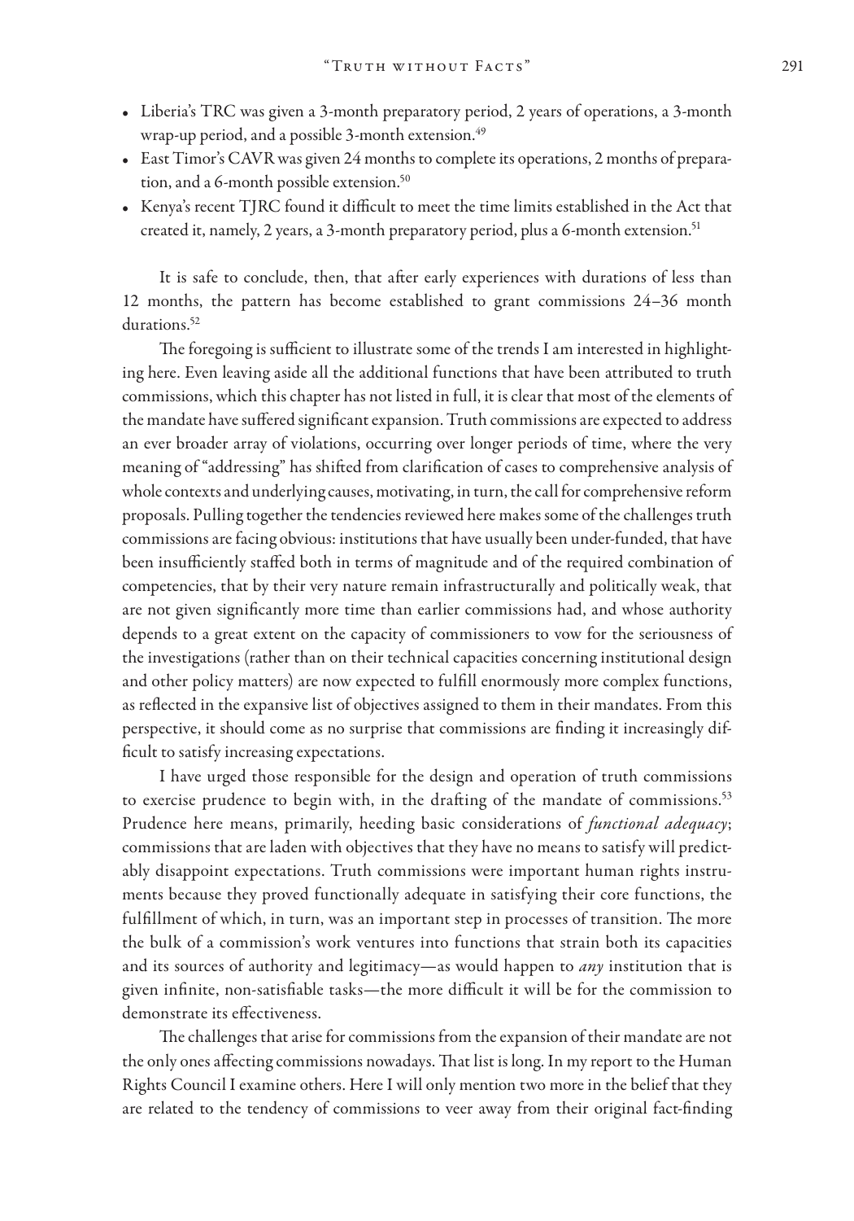- Liberia's TRC was given a 3-month preparatory period, 2 years of operations, a 3-month wrap-up period, and a possible 3-month extension.[49]
- East Timor's CAVR was given 24 months to complete its operations, 2 months of preparation, and a 6-month possible extension.[50]
- Kenya's recent TJRC found it difficult to meet the time limits established in the Act that created it, namely, 2 years, a 3-month preparatory period, plus a 6-month extension.[51]

It is safe to conclude, then, that after early experiences with durations of less than 12 months, the pattern has become established to grant commissions 24–36 month durations.[52]

The foregoing is sufficient to illustrate some of the trends I am interested in highlighting here. Even leaving aside all the additional functions that have been attributed to truth commissions, which this chapter has not listed in full, it is clear that most of the elements of the mandate have suffered significant expansion. Truth commissions are expected to address an ever broader array of violations, occurring over longer periods of time, where the very meaning of "addressing" has shifted from clarification of cases to comprehensive analysis of whole contexts and underlying causes, motivating, in turn, the call for comprehensive reform proposals. Pulling together the tendencies reviewed here makes some of the challenges truth commissions are facing obvious: institutions that have usually been under-funded, that have been insufficiently staffed both in terms of magnitude and of the required combination of competencies, that by their very nature remain infrastructurally and politically weak, that are not given significantly more time than earlier commissions had, and whose authority depends to a great extent on the capacity of commissioners to vow for the seriousness of the investigations (rather than on their technical capacities concerning institutional design and other policy matters) are now expected to fulfill enormously more complex functions, as reflected in the expansive list of objectives assigned to them in their mandates. From this perspective, it should come as no surprise that commissions are finding it increasingly difficult to satisfy increasing expectations.

I have urged those responsible for the design and operation of truth commissions to exercise prudence to begin with, in the drafting of the mandate of commissions.[53] Prudence here means, primarily, heeding basic considerations of *functional adequacy*; commissions that are laden with objectives that they have no means to satisfy will predictably disappoint expectations. Truth commissions were important human rights instruments because they proved functionally adequate in satisfying their core functions, the fulfillment of which, in turn, was an important step in processes of transition. The more the bulk of a commission's work ventures into functions that strain both its capacities and its sources of authority and legitimacy—as would happen to *any* institution that is given infinite, non-satisfiable tasks—the more difficult it will be for the commission to demonstrate its effectiveness.

The challenges that arise for commissions from the expansion of their mandate are not the only ones affecting commissions nowadays. That list is long. In my report to the Human Rights Council I examine others. Here I will only mention two more in the belief that they are related to the tendency of commissions to veer away from their original fact-finding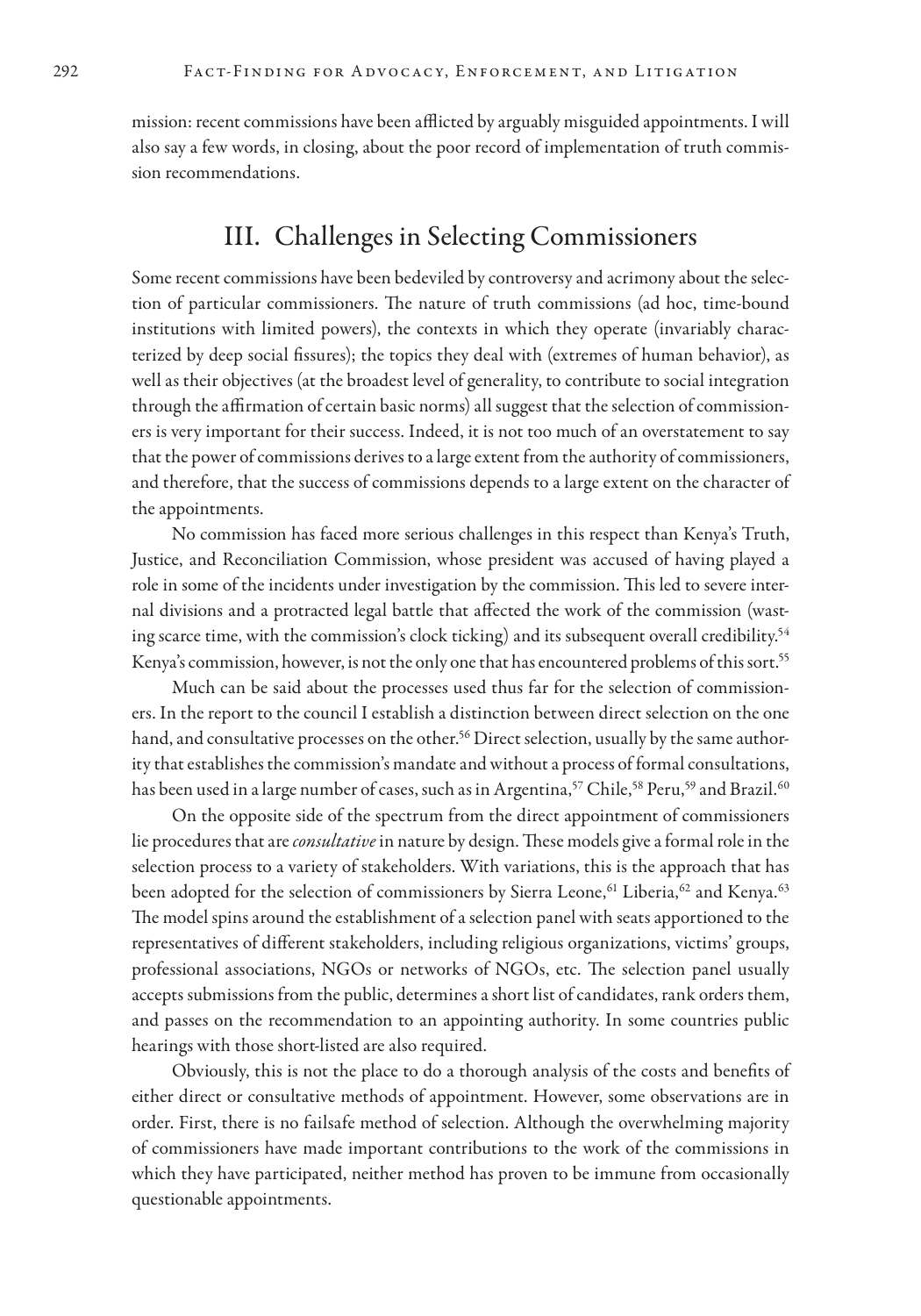mission: recent commissions have been afflicted by arguably misguided appointments. I will also say a few words, in closing, about the poor record of implementation of truth commission recommendations.

## III. Challenges in Selecting Commissioners

Some recent commissions have been bedeviled by controversy and acrimony about the selection of particular commissioners. The nature of truth commissions (ad hoc, time-bound institutions with limited powers), the contexts in which they operate (invariably characterized by deep social fissures); the topics they deal with (extremes of human behavior), as well as their objectives (at the broadest level of generality, to contribute to social integration through the affirmation of certain basic norms) all suggest that the selection of commissioners is very important for their success. Indeed, it is not too much of an overstatement to say that the power of commissions derives to a large extent from the authority of commissioners, and therefore, that the success of commissions depends to a large extent on the character of the appointments.

No commission has faced more serious challenges in this respect than Kenya's Truth, Justice, and Reconciliation Commission, whose president was accused of having played a role in some of the incidents under investigation by the commission. This led to severe internal divisions and a protracted legal battle that affected the work of the commission (wasting scarce time, with the commission's clock ticking) and its subsequent overall credibility.[54] Kenya's commission, however, is not the only one that has encountered problems of this sort.[55]

Much can be said about the processes used thus far for the selection of commissioners. In the report to the council I establish a distinction between direct selection on the one hand, and consultative processes on the other.[56] Direct selection, usually by the same authority that establishes the commission's mandate and without a process of formal consultations, has been used in a large number of cases, such as in Argentina,[57] Chile,[58] Peru,[59] and Brazil.[60]

On the opposite side of the spectrum from the direct appointment of commissioners lie procedures that are *consultative* in nature by design. These models give a formal role in the selection process to a variety of stakeholders. With variations, this is the approach that has been adopted for the selection of commissioners by Sierra Leone,[61] Liberia,[62] and Kenya.[63] The model spins around the establishment of a selection panel with seats apportioned to the representatives of different stakeholders, including religious organizations, victims' groups, professional associations, NGOs or networks of NGOs, etc. The selection panel usually accepts submissions from the public, determines a short list of candidates, rank orders them, and passes on the recommendation to an appointing authority. In some countries public hearings with those short-listed are also required.

Obviously, this is not the place to do a thorough analysis of the costs and benefits of either direct or consultative methods of appointment. However, some observations are in order. First, there is no failsafe method of selection. Although the overwhelming majority of commissioners have made important contributions to the work of the commissions in which they have participated, neither method has proven to be immune from occasionally questionable appointments.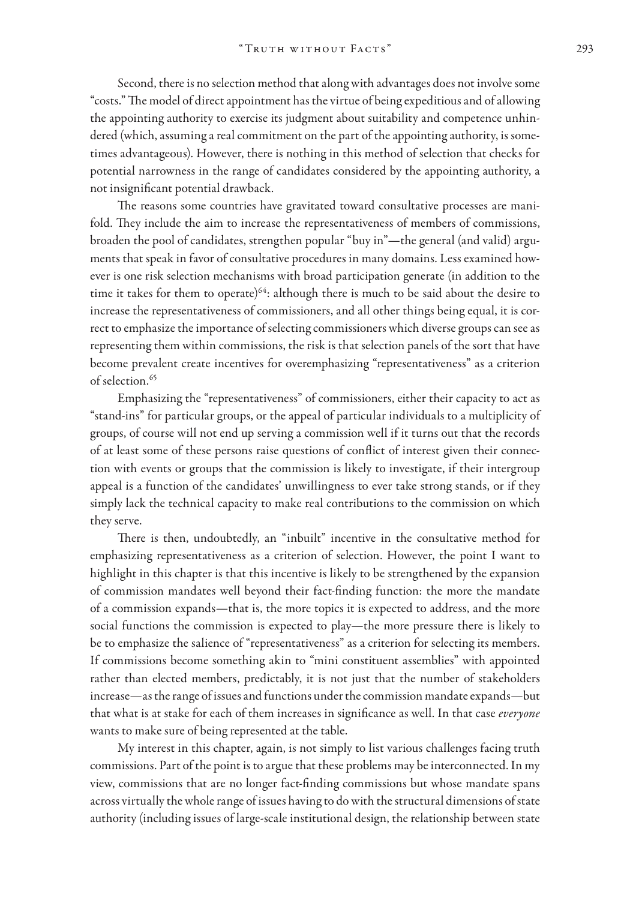Second, there is no selection method that along with advantages does not involve some "costs." The model of direct appointment has the virtue of being expeditious and of allowing the appointing authority to exercise its judgment about suitability and competence unhindered (which, assuming a real commitment on the part of the appointing authority, is sometimes advantageous). However, there is nothing in this method of selection that checks for potential narrowness in the range of candidates considered by the appointing authority, a not insignificant potential drawback.

The reasons some countries have gravitated toward consultative processes are manifold. They include the aim to increase the representativeness of members of commissions, broaden the pool of candidates, strengthen popular "buy in"—the general (and valid) arguments that speak in favor of consultative procedures in many domains. Less examined however is one risk selection mechanisms with broad participation generate (in addition to the time it takes for them to operate)[64]: although there is much to be said about the desire to increase the representativeness of commissioners, and all other things being equal, it is correct to emphasize the importance of selecting commissioners which diverse groups can see as representing them within commissions, the risk is that selection panels of the sort that have become prevalent create incentives for overemphasizing "representativeness" as a criterion of selection.[65]

Emphasizing the "representativeness" of commissioners, either their capacity to act as "stand-ins" for particular groups, or the appeal of particular individuals to a multiplicity of groups, of course will not end up serving a commission well if it turns out that the records of at least some of these persons raise questions of conflict of interest given their connection with events or groups that the commission is likely to investigate, if their intergroup appeal is a function of the candidates' unwillingness to ever take strong stands, or if they simply lack the technical capacity to make real contributions to the commission on which they serve.

There is then, undoubtedly, an "inbuilt" incentive in the consultative method for emphasizing representativeness as a criterion of selection. However, the point I want to highlight in this chapter is that this incentive is likely to be strengthened by the expansion of commission mandates well beyond their fact-finding function: the more the mandate of a commission expands—that is, the more topics it is expected to address, and the more social functions the commission is expected to play—the more pressure there is likely to be to emphasize the salience of "representativeness" as a criterion for selecting its members. If commissions become something akin to "mini constituent assemblies" with appointed rather than elected members, predictably, it is not just that the number of stakeholders increase—as the range of issues and functions under the commission mandate expands—but that what is at stake for each of them increases in significance as well. In that case *everyone* wants to make sure of being represented at the table.

My interest in this chapter, again, is not simply to list various challenges facing truth commissions. Part of the point is to argue that these problems may be interconnected. In my view, commissions that are no longer fact-finding commissions but whose mandate spans across virtually the whole range of issues having to do with the structural dimensions of state authority (including issues of large-scale institutional design, the relationship between state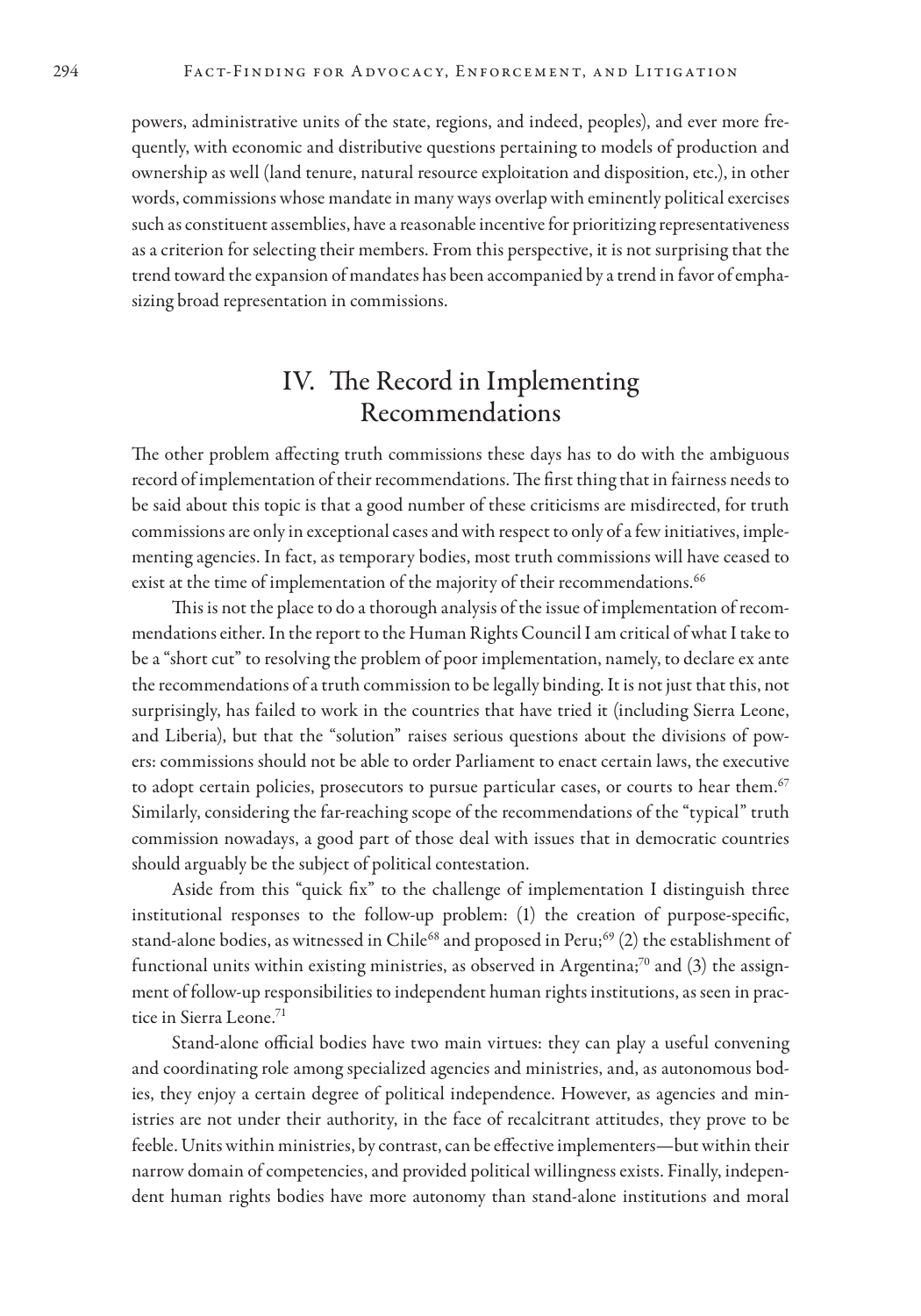powers, administrative units of the state, regions, and indeed, peoples), and ever more frequently, with economic and distributive questions pertaining to models of production and ownership as well (land tenure, natural resource exploitation and disposition, etc.), in other words, commissions whose mandate in many ways overlap with eminently political exercises such as constituent assemblies, have a reasonable incentive for prioritizing representativeness as a criterion for selecting their members. From this perspective, it is not surprising that the trend toward the expansion of mandates has been accompanied by a trend in favor of emphasizing broad representation in commissions.

## IV. The Record in Implementing Recommendations

The other problem affecting truth commissions these days has to do with the ambiguous record of implementation of their recommendations. The first thing that in fairness needs to be said about this topic is that a good number of these criticisms are misdirected, for truth commissions are only in exceptional cases and with respect to only of a few initiatives, implementing agencies. In fact, as temporary bodies, most truth commissions will have ceased to exist at the time of implementation of the majority of their recommendations.[66]

This is not the place to do a thorough analysis of the issue of implementation of recommendations either. In the report to the Human Rights Council I am critical of what I take to be a "short cut" to resolving the problem of poor implementation, namely, to declare ex ante the recommendations of a truth commission to be legally binding. It is not just that this, not surprisingly, has failed to work in the countries that have tried it (including Sierra Leone, and Liberia), but that the "solution" raises serious questions about the divisions of powers: commissions should not be able to order Parliament to enact certain laws, the executive to adopt certain policies, prosecutors to pursue particular cases, or courts to hear them.[67] Similarly, considering the far-reaching scope of the recommendations of the "typical" truth commission nowadays, a good part of those deal with issues that in democratic countries should arguably be the subject of political contestation.

Aside from this "quick fix" to the challenge of implementation I distinguish three institutional responses to the follow-up problem: (1) the creation of purpose-specific, stand-alone bodies, as witnessed in Chile[68] and proposed in Peru;[69] (2) the establishment of functional units within existing ministries, as observed in Argentina;[70] and (3) the assignment of follow-up responsibilities to independent human rights institutions, as seen in practice in Sierra Leone.[71]

Stand-alone official bodies have two main virtues: they can play a useful convening and coordinating role among specialized agencies and ministries, and, as autonomous bodies, they enjoy a certain degree of political independence. However, as agencies and ministries are not under their authority, in the face of recalcitrant attitudes, they prove to be feeble. Units within ministries, by contrast, can be effective implementers—but within their narrow domain of competencies, and provided political willingness exists. Finally, independent human rights bodies have more autonomy than stand-alone institutions and moral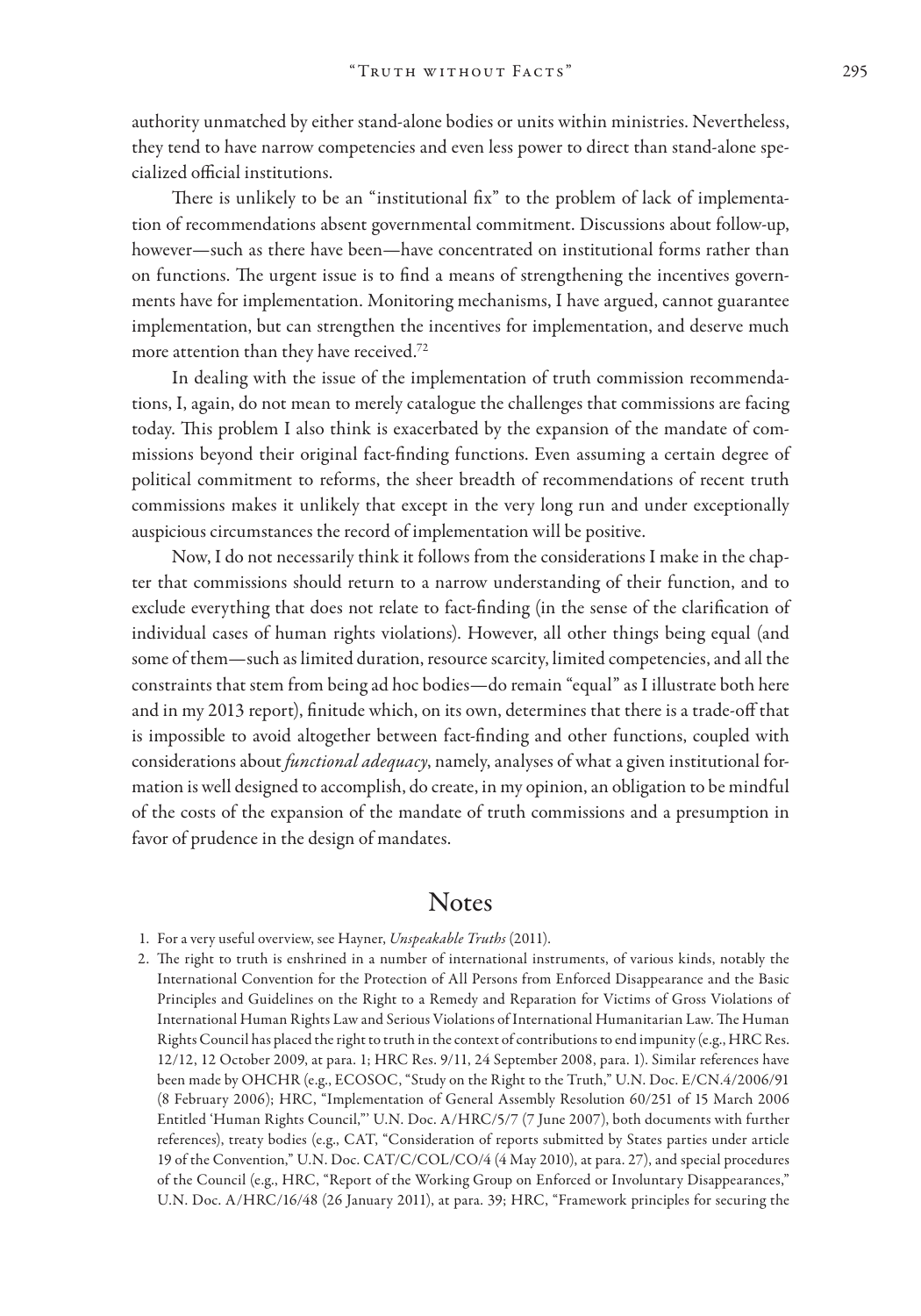authority unmatched by either stand-alone bodies or units within ministries. Nevertheless, they tend to have narrow competencies and even less power to direct than stand-alone specialized official institutions.

There is unlikely to be an "institutional fix" to the problem of lack of implementation of recommendations absent governmental commitment. Discussions about follow-up, however—such as there have been—have concentrated on institutional forms rather than on functions. The urgent issue is to find a means of strengthening the incentives governments have for implementation. Monitoring mechanisms, I have argued, cannot guarantee implementation, but can strengthen the incentives for implementation, and deserve much more attention than they have received.[72]

In dealing with the issue of the implementation of truth commission recommendations, I, again, do not mean to merely catalogue the challenges that commissions are facing today. This problem I also think is exacerbated by the expansion of the mandate of commissions beyond their original fact-finding functions. Even assuming a certain degree of political commitment to reforms, the sheer breadth of recommendations of recent truth commissions makes it unlikely that except in the very long run and under exceptionally auspicious circumstances the record of implementation will be positive.

Now, I do not necessarily think it follows from the considerations I make in the chapter that commissions should return to a narrow understanding of their function, and to exclude everything that does not relate to fact-finding (in the sense of the clarification of individual cases of human rights violations). However, all other things being equal (and some of them—such as limited duration, resource scarcity, limited competencies, and all the constraints that stem from being ad hoc bodies—do remain "equal" as I illustrate both here and in my 2013 report), finitude which, on its own, determines that there is a trade-off that is impossible to avoid altogether between fact-finding and other functions, coupled with considerations about *functional adequacy*, namely, analyses of what a given institutional formation is well designed to accomplish, do create, in my opinion, an obligation to be mindful of the costs of the expansion of the mandate of truth commissions and a presumption in favor of prudence in the design of mandates.

## Notes

1. For a very useful overview, see Hayner, *Unspeakable Truths* (2011).
2. The right to truth is enshrined in a number of international instruments, of various kinds, notably the International Convention for the Protection of All Persons from Enforced Disappearance and the Basic Principles and Guidelines on the Right to a Remedy and Reparation for Victims of Gross Violations of International Human Rights Law and Serious Violations of International Humanitarian Law. The Human Rights Council has placed the right to truth in the context of contributions to end impunity (e.g., HRC Res. 12/12, 12 October 2009, at para. 1; HRC Res. 9/11, 24 September 2008, para. 1). Similar references have been made by OHCHR (e.g., ECOSOC, "Study on the Right to the Truth," U.N. Doc. E/CN.4/2006/91 (8 February 2006); HRC, "Implementation of General Assembly Resolution 60/251 of 15 March 2006 Entitled 'Human Rights Council,'" U.N. Doc. A/HRC/5/7 (7 June 2007), both documents with further references), treaty bodies (e.g., CAT, "Consideration of reports submitted by States parties under article 19 of the Convention," U.N. Doc. CAT/C/COL/CO/4 (4 May 2010), at para. 27), and special procedures of the Council (e.g., HRC, "Report of the Working Group on Enforced or Involuntary Disappearances," U.N. Doc. A/HRC/16/48 (26 January 2011), at para. 39; HRC, "Framework principles for securing the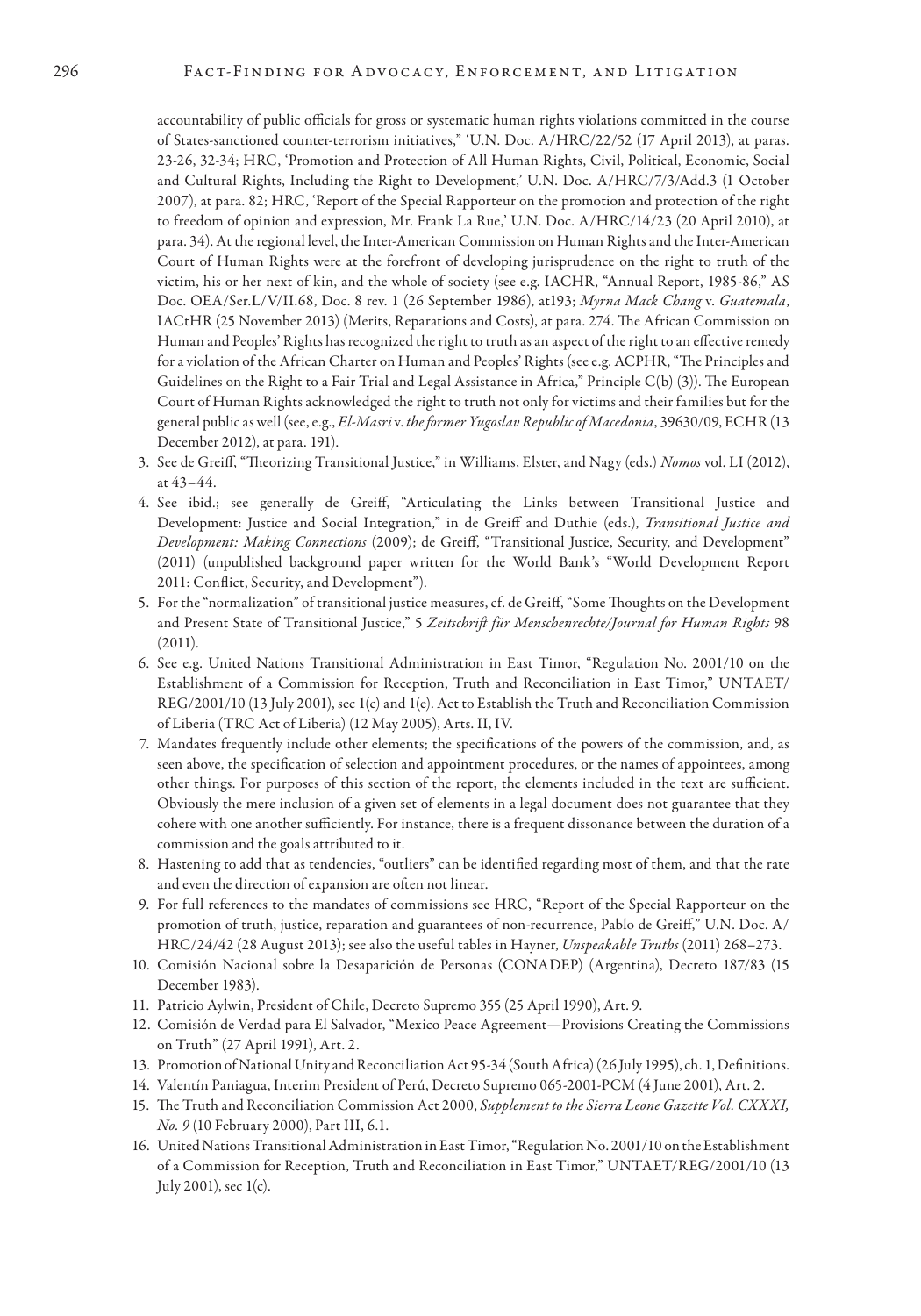accountability of public officials for gross or systematic human rights violations committed in the course of States-sanctioned counter-terrorism initiatives," 'U.N. Doc. A/HRC/22/52 (17 April 2013), at paras. 23-26, 32-34; HRC, 'Promotion and Protection of All Human Rights, Civil, Political, Economic, Social and Cultural Rights, Including the Right to Development,' U.N. Doc. A/HRC/7/3/Add.3 (1 October 2007), at para. 82; HRC, 'Report of the Special Rapporteur on the promotion and protection of the right to freedom of opinion and expression, Mr. Frank La Rue,' U.N. Doc. A/HRC/14/23 (20 April 2010), at para. 34). At the regional level, the Inter-American Commission on Human Rights and the Inter-American Court of Human Rights were at the forefront of developing jurisprudence on the right to truth of the victim, his or her next of kin, and the whole of society (see e.g. IACHR, "Annual Report, 1985-86," AS Doc. OEA/Ser.L/V/II.68, Doc. 8 rev. 1 (26 September 1986), at193; *Myrna Mack Chang* v. *Guatemala*, IACtHR (25 November 2013) (Merits, Reparations and Costs), at para. 274. The African Commission on Human and Peoples' Rights has recognized the right to truth as an aspect of the right to an effective remedy for a violation of the African Charter on Human and Peoples' Rights (see e.g. ACPHR, "The Principles and Guidelines on the Right to a Fair Trial and Legal Assistance in Africa," Principle C(b) (3)). The European Court of Human Rights acknowledged the right to truth not only for victims and their families but for the general public as well (see, e.g., *El-Masri* v. *the former Yugoslav Republic of Macedonia*, 39630/09, ECHR (13 December 2012), at para. 191).

3. See de Greiff, "Theorizing Transitional Justice," in Williams, Elster, and Nagy (eds.) *Nomos* vol. LI (2012), at 43–44.
4. See ibid.; see generally de Greiff, "Articulating the Links between Transitional Justice and Development: Justice and Social Integration," in de Greiff and Duthie (eds.), *Transitional Justice and Development: Making Connections* (2009); de Greiff, "Transitional Justice, Security, and Development" (2011) (unpublished background paper written for the World Bank's "World Development Report 2011: Conflict, Security, and Development").
5. For the "normalization" of transitional justice measures, cf. de Greiff, "Some Thoughts on the Development and Present State of Transitional Justice," 5 *Zeitschrift für Menschenrechte/Journal for Human Rights* 98 (2011).
6. See e.g. United Nations Transitional Administration in East Timor, "Regulation No. 2001/10 on the Establishment of a Commission for Reception, Truth and Reconciliation in East Timor," UNTAET/REG/2001/10 (13 July 2001), sec 1(c) and 1(e). Act to Establish the Truth and Reconciliation Commission of Liberia (TRC Act of Liberia) (12 May 2005), Arts. II, IV.
7. Mandates frequently include other elements; the specifications of the powers of the commission, and, as seen above, the specification of selection and appointment procedures, or the names of appointees, among other things. For purposes of this section of the report, the elements included in the text are sufficient. Obviously the mere inclusion of a given set of elements in a legal document does not guarantee that they cohere with one another sufficiently. For instance, there is a frequent dissonance between the duration of a commission and the goals attributed to it.
8. Hastening to add that as tendencies, "outliers" can be identified regarding most of them, and that the rate and even the direction of expansion are often not linear.
9. For full references to the mandates of commissions see HRC, "Report of the Special Rapporteur on the promotion of truth, justice, reparation and guarantees of non-recurrence, Pablo de Greiff," U.N. Doc. A/HRC/24/42 (28 August 2013); see also the useful tables in Hayner, *Unspeakable Truths* (2011) 268–273.
10. Comisión Nacional sobre la Desaparición de Personas (CONADEP) (Argentina), Decreto 187/83 (15 December 1983).
11. Patricio Aylwin, President of Chile, Decreto Supremo 355 (25 April 1990), Art. 9.
12. Comisión de Verdad para El Salvador, "Mexico Peace Agreement—Provisions Creating the Commissions on Truth" (27 April 1991), Art. 2.
13. Promotion of National Unity and Reconciliation Act 95-34 (South Africa) (26 July 1995), ch. 1, Definitions.
14. Valentín Paniagua, Interim President of Perú, Decreto Supremo 065-2001-PCM (4 June 2001), Art. 2.
15. The Truth and Reconciliation Commission Act 2000, *Supplement to the Sierra Leone Gazette Vol. CXXXI, No. 9* (10 February 2000), Part III, 6.1.
16. United Nations Transitional Administration in East Timor, "Regulation No. 2001/10 on the Establishment of a Commission for Reception, Truth and Reconciliation in East Timor," UNTAET/REG/2001/10 (13 July 2001), sec 1(c).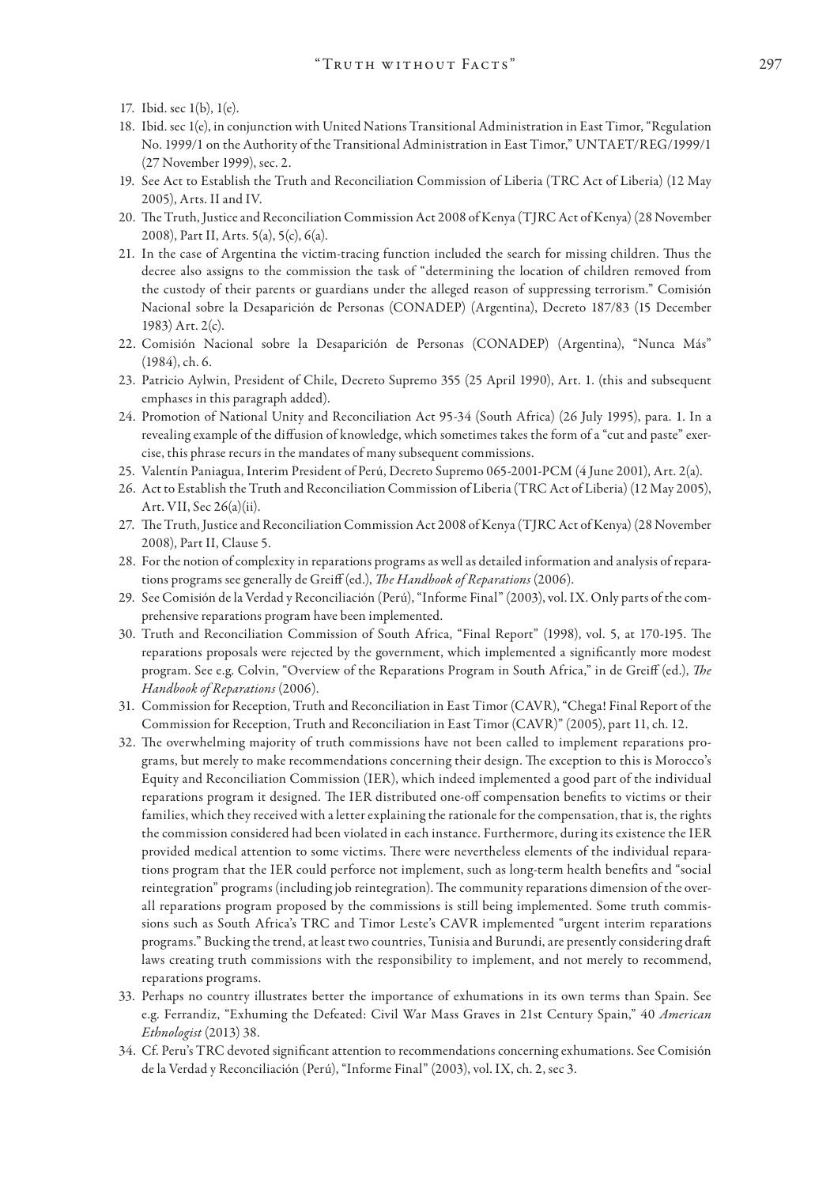17. Ibid. sec 1(b), 1(e).
18. Ibid. sec 1(e), in conjunction with United Nations Transitional Administration in East Timor, "Regulation No. 1999/1 on the Authority of the Transitional Administration in East Timor," UNTAET/REG/1999/1 (27 November 1999), sec. 2.
19. See Act to Establish the Truth and Reconciliation Commission of Liberia (TRC Act of Liberia) (12 May 2005), Arts. II and IV.
20. The Truth, Justice and Reconciliation Commission Act 2008 of Kenya (TJRC Act of Kenya) (28 November 2008), Part II, Arts. 5(a), 5(c), 6(a).
21. In the case of Argentina the victim-tracing function included the search for missing children. Thus the decree also assigns to the commission the task of "determining the location of children removed from the custody of their parents or guardians under the alleged reason of suppressing terrorism." Comisión Nacional sobre la Desaparición de Personas (CONADEP) (Argentina), Decreto 187/83 (15 December 1983) Art. 2(c).
22. Comisión Nacional sobre la Desaparición de Personas (CONADEP) (Argentina), "Nunca Más" (1984), ch. 6.
23. Patricio Aylwin, President of Chile, Decreto Supremo 355 (25 April 1990), Art. 1. (this and subsequent emphases in this paragraph added).
24. Promotion of National Unity and Reconciliation Act 95-34 (South Africa) (26 July 1995), para. 1. In a revealing example of the diffusion of knowledge, which sometimes takes the form of a "cut and paste" exercise, this phrase recurs in the mandates of many subsequent commissions.
25. Valentín Paniagua, Interim President of Perú, Decreto Supremo 065-2001-PCM (4 June 2001), Art. 2(a).
26. Act to Establish the Truth and Reconciliation Commission of Liberia (TRC Act of Liberia) (12 May 2005), Art. VII, Sec 26(a)(ii).
27. The Truth, Justice and Reconciliation Commission Act 2008 of Kenya (TJRC Act of Kenya) (28 November 2008), Part II, Clause 5.
28. For the notion of complexity in reparations programs as well as detailed information and analysis of reparations programs see generally de Greiff (ed.), *The Handbook of Reparations* (2006).
29. See Comisión de la Verdad y Reconciliación (Perú), "Informe Final" (2003), vol. IX. Only parts of the comprehensive reparations program have been implemented.
30. Truth and Reconciliation Commission of South Africa, "Final Report" (1998), vol. 5, at 170-195. The reparations proposals were rejected by the government, which implemented a significantly more modest program. See e.g. Colvin, "Overview of the Reparations Program in South Africa," in de Greiff (ed.), *The Handbook of Reparations* (2006).
31. Commission for Reception, Truth and Reconciliation in East Timor (CAVR), "Chega! Final Report of the Commission for Reception, Truth and Reconciliation in East Timor (CAVR)" (2005), part 11, ch. 12.
32. The overwhelming majority of truth commissions have not been called to implement reparations programs, but merely to make recommendations concerning their design. The exception to this is Morocco's Equity and Reconciliation Commission (IER), which indeed implemented a good part of the individual reparations program it designed. The IER distributed one-off compensation benefits to victims or their families, which they received with a letter explaining the rationale for the compensation, that is, the rights the commission considered had been violated in each instance. Furthermore, during its existence the IER provided medical attention to some victims. There were nevertheless elements of the individual reparations program that the IER could perforce not implement, such as long-term health benefits and "social reintegration" programs (including job reintegration). The community reparations dimension of the overall reparations program proposed by the commissions is still being implemented. Some truth commissions such as South Africa's TRC and Timor Leste's CAVR implemented "urgent interim reparations programs." Bucking the trend, at least two countries, Tunisia and Burundi, are presently considering draft laws creating truth commissions with the responsibility to implement, and not merely to recommend, reparations programs.
33. Perhaps no country illustrates better the importance of exhumations in its own terms than Spain. See e.g. Ferrandiz, "Exhuming the Defeated: Civil War Mass Graves in 21st Century Spain," 40 *American Ethnologist* (2013) 38.
34. Cf. Peru's TRC devoted significant attention to recommendations concerning exhumations. See Comisión de la Verdad y Reconciliación (Perú), "Informe Final" (2003), vol. IX, ch. 2, sec 3.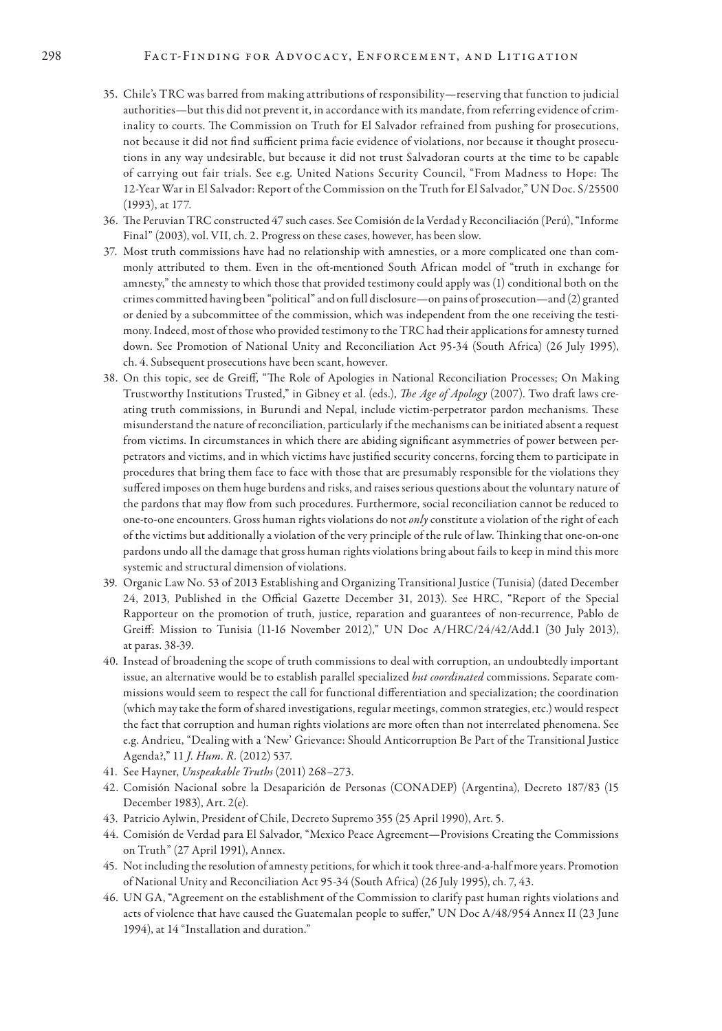35. Chile's TRC was barred from making attributions of responsibility—reserving that function to judicial authorities—but this did not prevent it, in accordance with its mandate, from referring evidence of criminality to courts. The Commission on Truth for El Salvador refrained from pushing for prosecutions, not because it did not find sufficient prima facie evidence of violations, nor because it thought prosecutions in any way undesirable, but because it did not trust Salvadoran courts at the time to be capable of carrying out fair trials. See e.g. United Nations Security Council, "From Madness to Hope: The 12-Year War in El Salvador: Report of the Commission on the Truth for El Salvador," UN Doc. S/25500 (1993), at 177.
36. The Peruvian TRC constructed 47 such cases. See Comisión de la Verdad y Reconciliación (Perú), "Informe Final" (2003), vol. VII, ch. 2. Progress on these cases, however, has been slow.
37. Most truth commissions have had no relationship with amnesties, or a more complicated one than commonly attributed to them. Even in the oft-mentioned South African model of "truth in exchange for amnesty," the amnesty to which those that provided testimony could apply was (1) conditional both on the crimes committed having been "political" and on full disclosure—on pains of prosecution—and (2) granted or denied by a subcommittee of the commission, which was independent from the one receiving the testimony. Indeed, most of those who provided testimony to the TRC had their applications for amnesty turned down. See Promotion of National Unity and Reconciliation Act 95-34 (South Africa) (26 July 1995), ch. 4. Subsequent prosecutions have been scant, however.
38. On this topic, see de Greiff, "The Role of Apologies in National Reconciliation Processes; On Making Trustworthy Institutions Trusted," in Gibney et al. (eds.), *The Age of Apology* (2007). Two draft laws creating truth commissions, in Burundi and Nepal, include victim-perpetrator pardon mechanisms. These misunderstand the nature of reconciliation, particularly if the mechanisms can be initiated absent a request from victims. In circumstances in which there are abiding significant asymmetries of power between perpetrators and victims, and in which victims have justified security concerns, forcing them to participate in procedures that bring them face to face with those that are presumably responsible for the violations they suffered imposes on them huge burdens and risks, and raises serious questions about the voluntary nature of the pardons that may flow from such procedures. Furthermore, social reconciliation cannot be reduced to one-to-one encounters. Gross human rights violations do not *only* constitute a violation of the right of each of the victims but additionally a violation of the very principle of the rule of law. Thinking that one-on-one pardons undo all the damage that gross human rights violations bring about fails to keep in mind this more systemic and structural dimension of violations.
39. Organic Law No. 53 of 2013 Establishing and Organizing Transitional Justice (Tunisia) (dated December 24, 2013, Published in the Official Gazette December 31, 2013). See HRC, "Report of the Special Rapporteur on the promotion of truth, justice, reparation and guarantees of non-recurrence, Pablo de Greiff: Mission to Tunisia (11-16 November 2012)," UN Doc A/HRC/24/42/Add.1 (30 July 2013), at paras. 38-39.
40. Instead of broadening the scope of truth commissions to deal with corruption, an undoubtedly important issue, an alternative would be to establish parallel specialized *but coordinated* commissions. Separate commissions would seem to respect the call for functional differentiation and specialization; the coordination (which may take the form of shared investigations, regular meetings, common strategies, etc.) would respect the fact that corruption and human rights violations are more often than not interrelated phenomena. See e.g. Andrieu, "Dealing with a 'New' Grievance: Should Anticorruption Be Part of the Transitional Justice Agenda?," 11 *J. Hum. R.* (2012) 537.
41. See Hayner, *Unspeakable Truths* (2011) 268–273.
42. Comisión Nacional sobre la Desaparición de Personas (CONADEP) (Argentina), Decreto 187/83 (15 December 1983), Art. 2(e).
43. Patricio Aylwin, President of Chile, Decreto Supremo 355 (25 April 1990), Art. 5.
44. Comisión de Verdad para El Salvador, "Mexico Peace Agreement—Provisions Creating the Commissions on Truth" (27 April 1991), Annex.
45. Not including the resolution of amnesty petitions, for which it took three-and-a-half more years. Promotion of National Unity and Reconciliation Act 95-34 (South Africa) (26 July 1995), ch. 7, 43.
46. UN GA, "Agreement on the establishment of the Commission to clarify past human rights violations and acts of violence that have caused the Guatemalan people to suffer," UN Doc A/48/954 Annex II (23 June 1994), at 14 "Installation and duration."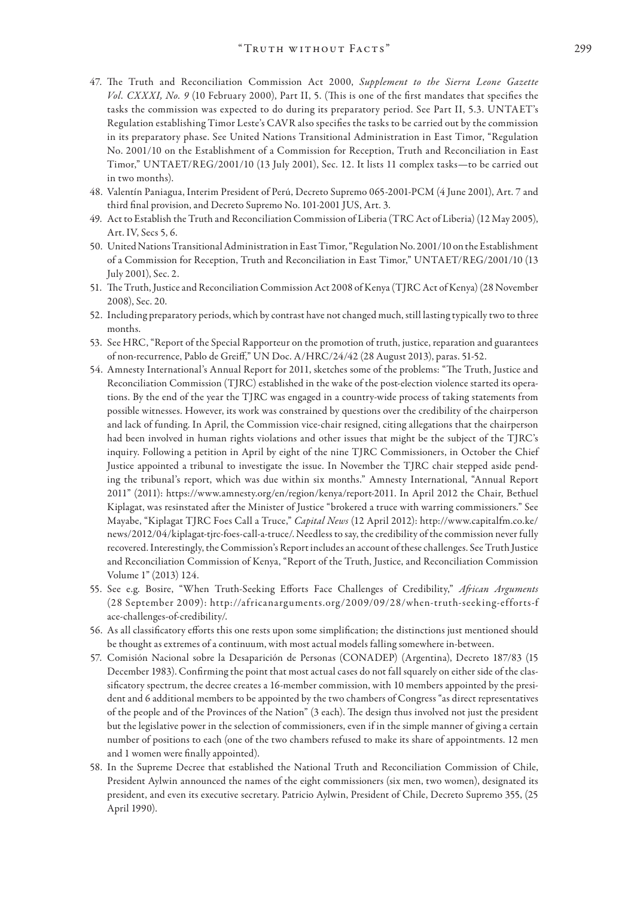47. The Truth and Reconciliation Commission Act 2000, *Supplement to the Sierra Leone Gazette Vol. CXXXI, No. 9* (10 February 2000), Part II, 5. (This is one of the first mandates that specifies the tasks the commission was expected to do during its preparatory period. See Part II, 5.3. UNTAET's Regulation establishing Timor Leste's CAVR also specifies the tasks to be carried out by the commission in its preparatory phase. See United Nations Transitional Administration in East Timor, "Regulation No. 2001/10 on the Establishment of a Commission for Reception, Truth and Reconciliation in East Timor," UNTAET/REG/2001/10 (13 July 2001), Sec. 12. It lists 11 complex tasks—to be carried out in two months).
48. Valentín Paniagua, Interim President of Perú, Decreto Supremo 065-2001-PCM (4 June 2001), Art. 7 and third final provision, and Decreto Supremo No. 101-2001 JUS, Art. 3.
49. Act to Establish the Truth and Reconciliation Commission of Liberia (TRC Act of Liberia) (12 May 2005), Art. IV, Secs 5, 6.
50. United Nations Transitional Administration in East Timor, "Regulation No. 2001/10 on the Establishment of a Commission for Reception, Truth and Reconciliation in East Timor," UNTAET/REG/2001/10 (13 July 2001), Sec. 2.
51. The Truth, Justice and Reconciliation Commission Act 2008 of Kenya (TJRC Act of Kenya) (28 November 2008), Sec. 20.
52. Including preparatory periods, which by contrast have not changed much, still lasting typically two to three months.
53. See HRC, "Report of the Special Rapporteur on the promotion of truth, justice, reparation and guarantees of non-recurrence, Pablo de Greiff," UN Doc. A/HRC/24/42 (28 August 2013), paras. 51-52.
54. Amnesty International's Annual Report for 2011, sketches some of the problems: "The Truth, Justice and Reconciliation Commission (TJRC) established in the wake of the post-election violence started its operations. By the end of the year the TJRC was engaged in a country-wide process of taking statements from possible witnesses. However, its work was constrained by questions over the credibility of the chairperson and lack of funding. In April, the Commission vice-chair resigned, citing allegations that the chairperson had been involved in human rights violations and other issues that might be the subject of the TJRC's inquiry. Following a petition in April by eight of the nine TJRC Commissioners, in October the Chief Justice appointed a tribunal to investigate the issue. In November the TJRC chair stepped aside pending the tribunal's report, which was due within six months." Amnesty International, "Annual Report 2011" (2011): https://www.amnesty.org/en/region/kenya/report-2011. In April 2012 the Chair, Bethuel Kiplagat, was resinstated after the Minister of Justice "brokered a truce with warring commissioners." See Mayabe, "Kiplagat TJRC Foes Call a Truce," *Capital News* (12 April 2012): http://www.capitalfm.co.ke/news/2012/04/kiplagat-tjrc-foes-call-a-truce/. Needless to say, the credibility of the commission never fully recovered. Interestingly, the Commission's Report includes an account of these challenges. See Truth Justice and Reconciliation Commission of Kenya, "Report of the Truth, Justice, and Reconciliation Commission Volume 1" (2013) 124.
55. See e.g. Bosire, "When Truth-Seeking Efforts Face Challenges of Credibility," *African Arguments* (28 September 2009): http://africanarguments.org/2009/09/28/when-truth-seeking-efforts-face-challenges-of-credibility/.
56. As all classificatory efforts this one rests upon some simplification; the distinctions just mentioned should be thought as extremes of a continuum, with most actual models falling somewhere in-between.
57. Comisión Nacional sobre la Desaparición de Personas (CONADEP) (Argentina), Decreto 187/83 (15 December 1983). Confirming the point that most actual cases do not fall squarely on either side of the classificatory spectrum, the decree creates a 16-member commission, with 10 members appointed by the president and 6 additional members to be appointed by the two chambers of Congress "as direct representatives of the people and of the Provinces of the Nation" (3 each). The design thus involved not just the president but the legislative power in the selection of commissioners, even if in the simple manner of giving a certain number of positions to each (one of the two chambers refused to make its share of appointments. 12 men and 1 women were finally appointed).
58. In the Supreme Decree that established the National Truth and Reconciliation Commission of Chile, President Aylwin announced the names of the eight commissioners (six men, two women), designated its president, and even its executive secretary. Patricio Aylwin, President of Chile, Decreto Supremo 355, (25 April 1990).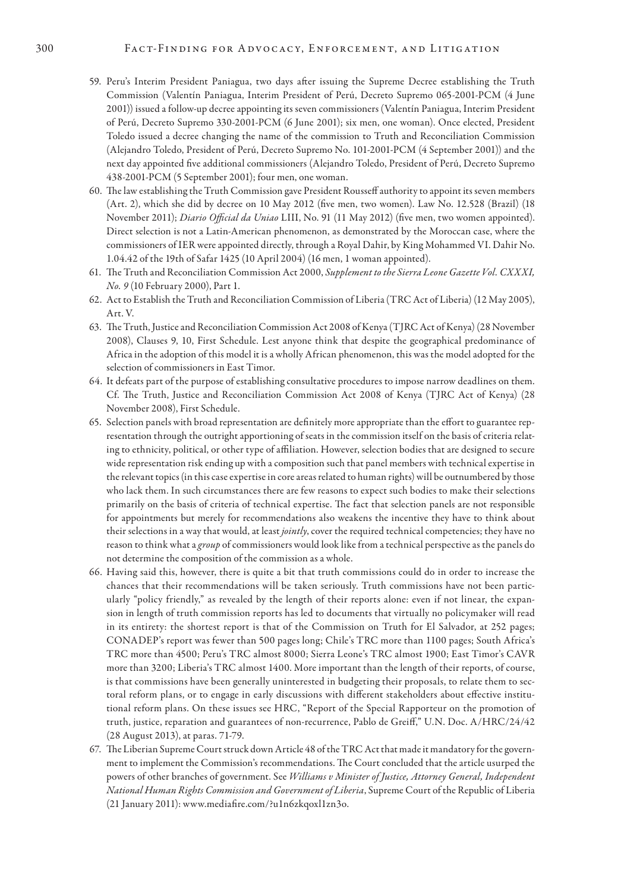59. Peru's Interim President Paniagua, two days after issuing the Supreme Decree establishing the Truth Commission (Valentín Paniagua, Interim President of Perú, Decreto Supremo 065-2001-PCM (4 June 2001)) issued a follow-up decree appointing its seven commissioners (Valentín Paniagua, Interim President of Perú, Decreto Supremo 330-2001-PCM (6 June 2001); six men, one woman). Once elected, President Toledo issued a decree changing the name of the commission to Truth and Reconciliation Commission (Alejandro Toledo, President of Perú, Decreto Supremo No. 101-2001-PCM (4 September 2001)) and the next day appointed five additional commissioners (Alejandro Toledo, President of Perú, Decreto Supremo 438-2001-PCM (5 September 2001); four men, one woman.
60. The law establishing the Truth Commission gave President Rousseff authority to appoint its seven members (Art. 2), which she did by decree on 10 May 2012 (five men, two women). Law No. 12.528 (Brazil) (18 November 2011); *Diario Official da Uniao* LIII, No. 91 (11 May 2012) (five men, two women appointed). Direct selection is not a Latin-American phenomenon, as demonstrated by the Moroccan case, where the commissioners of IER were appointed directly, through a Royal Dahir, by King Mohammed VI. Dahir No. 1.04.42 of the 19th of Safar 1425 (10 April 2004) (16 men, 1 woman appointed).
61. The Truth and Reconciliation Commission Act 2000, *Supplement to the Sierra Leone Gazette Vol. CXXXI, No. 9* (10 February 2000), Part 1.
62. Act to Establish the Truth and Reconciliation Commission of Liberia (TRC Act of Liberia) (12 May 2005), Art. V.
63. The Truth, Justice and Reconciliation Commission Act 2008 of Kenya (TJRC Act of Kenya) (28 November 2008), Clauses 9, 10, First Schedule. Lest anyone think that despite the geographical predominance of Africa in the adoption of this model it is a wholly African phenomenon, this was the model adopted for the selection of commissioners in East Timor.
64. It defeats part of the purpose of establishing consultative procedures to impose narrow deadlines on them. Cf. The Truth, Justice and Reconciliation Commission Act 2008 of Kenya (TJRC Act of Kenya) (28 November 2008), First Schedule.
65. Selection panels with broad representation are definitely more appropriate than the effort to guarantee representation through the outright apportioning of seats in the commission itself on the basis of criteria relating to ethnicity, political, or other type of affiliation. However, selection bodies that are designed to secure wide representation risk ending up with a composition such that panel members with technical expertise in the relevant topics (in this case expertise in core areas related to human rights) will be outnumbered by those who lack them. In such circumstances there are few reasons to expect such bodies to make their selections primarily on the basis of criteria of technical expertise. The fact that selection panels are not responsible for appointments but merely for recommendations also weakens the incentive they have to think about their selections in a way that would, at least *jointly*, cover the required technical competencies; they have no reason to think what a *group* of commissioners would look like from a technical perspective as the panels do not determine the composition of the commission as a whole.
66. Having said this, however, there is quite a bit that truth commissions could do in order to increase the chances that their recommendations will be taken seriously. Truth commissions have not been particularly "policy friendly," as revealed by the length of their reports alone: even if not linear, the expansion in length of truth commission reports has led to documents that virtually no policymaker will read in its entirety: the shortest report is that of the Commission on Truth for El Salvador, at 252 pages; CONADEP's report was fewer than 500 pages long; Chile's TRC more than 1100 pages; South Africa's TRC more than 4500; Peru's TRC almost 8000; Sierra Leone's TRC almost 1900; East Timor's CAVR more than 3200; Liberia's TRC almost 1400. More important than the length of their reports, of course, is that commissions have been generally uninterested in budgeting their proposals, to relate them to sectoral reform plans, or to engage in early discussions with different stakeholders about effective institutional reform plans. On these issues see HRC, "Report of the Special Rapporteur on the promotion of truth, justice, reparation and guarantees of non-recurrence, Pablo de Greiff," U.N. Doc. A/HRC/24/42 (28 August 2013), at paras. 71-79.
67. The Liberian Supreme Court struck down Article 48 of the TRC Act that made it mandatory for the government to implement the Commission's recommendations. The Court concluded that the article usurped the powers of other branches of government. See *Williams v Minister of Justice, Attorney General, Independent National Human Rights Commission and Government of Liberia*, Supreme Court of the Republic of Liberia (21 January 2011): www.mediafire.com/?u1n6zkqoxl1zn3o.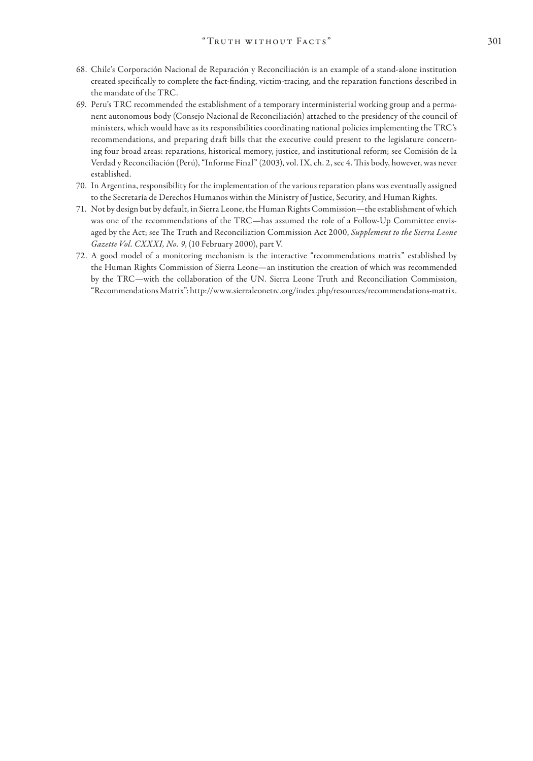68. Chile's Corporación Nacional de Reparación y Reconciliación is an example of a stand-alone institution created specifically to complete the fact-finding, victim-tracing, and the reparation functions described in the mandate of the TRC.

69. Peru's TRC recommended the establishment of a temporary interministerial working group and a permanent autonomous body (Consejo Nacional de Reconciliación) attached to the presidency of the council of ministers, which would have as its responsibilities coordinating national policies implementing the TRC's recommendations, and preparing draft bills that the executive could present to the legislature concerning four broad areas: reparations, historical memory, justice, and institutional reform; see Comisión de la Verdad y Reconciliación (Perú), "Informe Final" (2003), vol. IX, ch. 2, sec 4. This body, however, was never established.

70. In Argentina, responsibility for the implementation of the various reparation plans was eventually assigned to the Secretaría de Derechos Humanos within the Ministry of Justice, Security, and Human Rights.

71. Not by design but by default, in Sierra Leone, the Human Rights Commission—the establishment of which was one of the recommendations of the TRC—has assumed the role of a Follow-Up Committee envisaged by the Act; see The Truth and Reconciliation Commission Act 2000, *Supplement to the Sierra Leone Gazette Vol. CXXXI, No. 9*, (10 February 2000), part V.

72. A good model of a monitoring mechanism is the interactive "recommendations matrix" established by the Human Rights Commission of Sierra Leone—an institution the creation of which was recommended by the TRC—with the collaboration of the UN. Sierra Leone Truth and Reconciliation Commission, "Recommendations Matrix": http://www.sierraleonetrc.org/index.php/resources/recommendations-matrix.